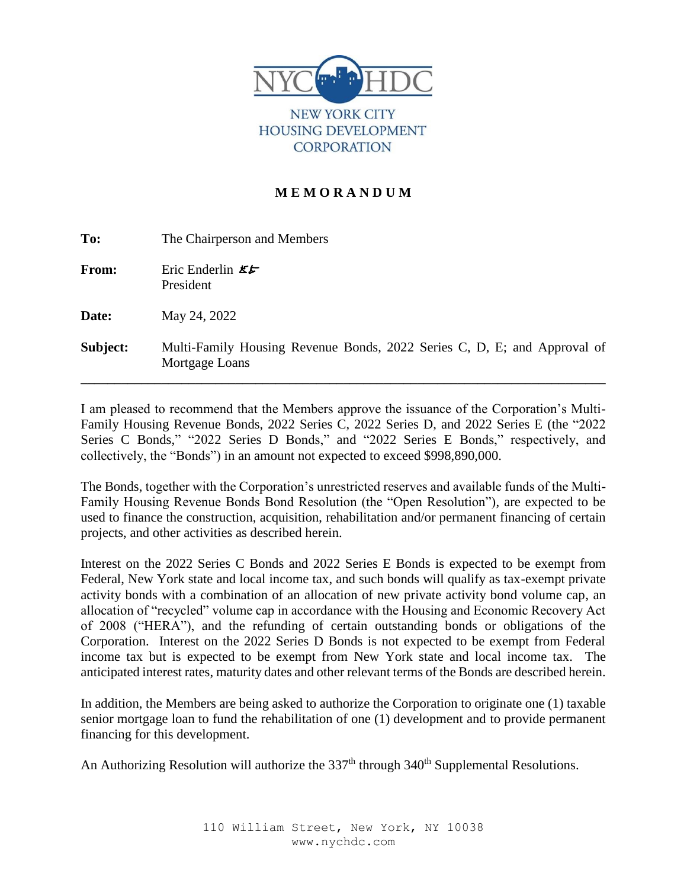NYC HDC

NEW YORK CITY
HOUSING DEVELOPMENT
CORPORATION

# MEMORANDUM

**To:** The Chairperson and Members

**From:** Eric Enderlin EE
President

**Date:** May 24, 2022

**Subject:** Multi-Family Housing Revenue Bonds, 2022 Series C, D, E; and Approval of Mortgage Loans

---

I am pleased to recommend that the Members approve the issuance of the Corporation's Multi-Family Housing Revenue Bonds, 2022 Series C, 2022 Series D, and 2022 Series E (the "2022 Series C Bonds," "2022 Series D Bonds," and "2022 Series E Bonds," respectively, and collectively, the "Bonds") in an amount not expected to exceed $998,890,000.

The Bonds, together with the Corporation's unrestricted reserves and available funds of the Multi-Family Housing Revenue Bonds Bond Resolution (the "Open Resolution"), are expected to be used to finance the construction, acquisition, rehabilitation and/or permanent financing of certain projects, and other activities as described herein.

Interest on the 2022 Series C Bonds and 2022 Series E Bonds is expected to be exempt from Federal, New York state and local income tax, and such bonds will qualify as tax-exempt private activity bonds with a combination of an allocation of new private activity bond volume cap, an allocation of "recycled" volume cap in accordance with the Housing and Economic Recovery Act of 2008 ("HERA"), and the refunding of certain outstanding bonds or obligations of the Corporation. Interest on the 2022 Series D Bonds is not expected to be exempt from Federal income tax but is expected to be exempt from New York state and local income tax. The anticipated interest rates, maturity dates and other relevant terms of the Bonds are described herein.

In addition, the Members are being asked to authorize the Corporation to originate one (1) taxable senior mortgage loan to fund the rehabilitation of one (1) development and to provide permanent financing for this development.

An Authorizing Resolution will authorize the 337th through 340th Supplemental Resolutions.

110 William Street, New York, NY 10038
www.nychdc.com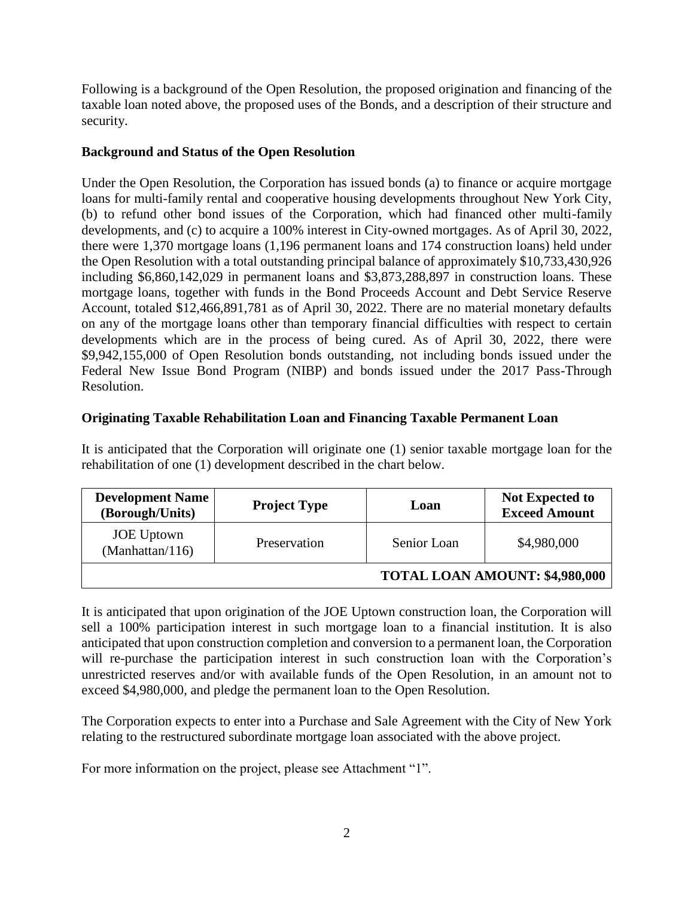Following is a background of the Open Resolution, the proposed origination and financing of the taxable loan noted above, the proposed uses of the Bonds, and a description of their structure and security.

**Background and Status of the Open Resolution**

Under the Open Resolution, the Corporation has issued bonds (a) to finance or acquire mortgage loans for multi-family rental and cooperative housing developments throughout New York City, (b) to refund other bond issues of the Corporation, which had financed other multi-family developments, and (c) to acquire a 100% interest in City-owned mortgages. As of April 30, 2022, there were 1,370 mortgage loans (1,196 permanent loans and 174 construction loans) held under the Open Resolution with a total outstanding principal balance of approximately $10,733,430,926 including $6,860,142,029 in permanent loans and $3,873,288,897 in construction loans. These mortgage loans, together with funds in the Bond Proceeds Account and Debt Service Reserve Account, totaled $12,466,891,781 as of April 30, 2022. There are no material monetary defaults on any of the mortgage loans other than temporary financial difficulties with respect to certain developments which are in the process of being cured. As of April 30, 2022, there were $9,942,155,000 of Open Resolution bonds outstanding, not including bonds issued under the Federal New Issue Bond Program (NIBP) and bonds issued under the 2017 Pass-Through Resolution.

**Originating Taxable Rehabilitation Loan and Financing Taxable Permanent Loan**

It is anticipated that the Corporation will originate one (1) senior taxable mortgage loan for the rehabilitation of one (1) development described in the chart below.

| Development Name (Borough/Units) | Project Type | Loan | Not Expected to Exceed Amount |
|---|---|---|---|
| JOE Uptown (Manhattan/116) | Preservation | Senior Loan | $4,980,000 |
| | | | **TOTAL LOAN AMOUNT: $4,980,000** |

It is anticipated that upon origination of the JOE Uptown construction loan, the Corporation will sell a 100% participation interest in such mortgage loan to a financial institution. It is also anticipated that upon construction completion and conversion to a permanent loan, the Corporation will re-purchase the participation interest in such construction loan with the Corporation's unrestricted reserves and/or with available funds of the Open Resolution, in an amount not to exceed $4,980,000, and pledge the permanent loan to the Open Resolution.

The Corporation expects to enter into a Purchase and Sale Agreement with the City of New York relating to the restructured subordinate mortgage loan associated with the above project.

For more information on the project, please see Attachment "1".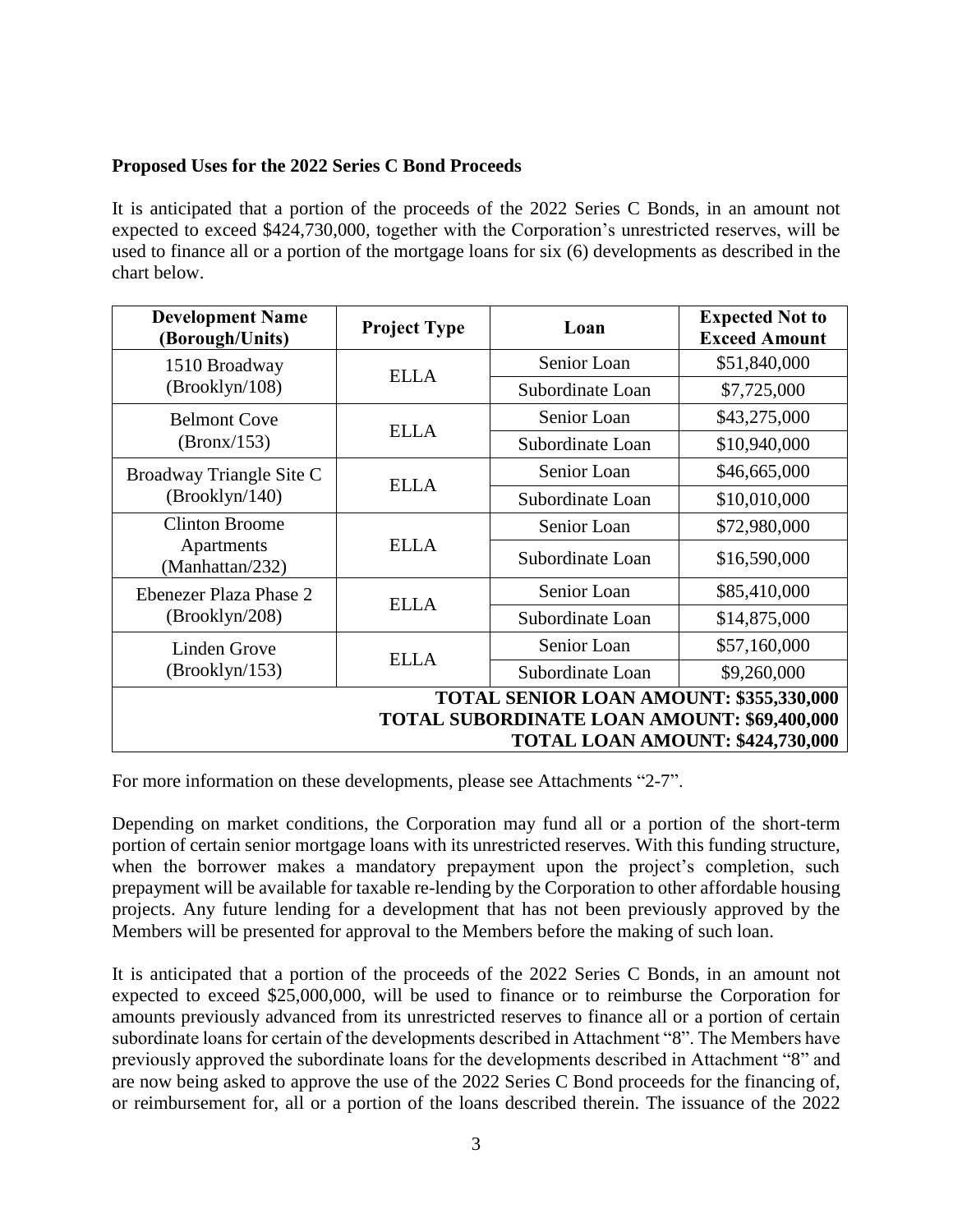**Proposed Uses for the 2022 Series C Bond Proceeds**

It is anticipated that a portion of the proceeds of the 2022 Series C Bonds, in an amount not expected to exceed \$424,730,000, together with the Corporation's unrestricted reserves, will be used to finance all or a portion of the mortgage loans for six (6) developments as described in the chart below.

| Development Name (Borough/Units) | Project Type | Loan | Expected Not to Exceed Amount |
|---|---|---|---|
| 1510 Broadway (Brooklyn/108) | ELLA | Senior Loan | \$51,840,000 |
| | | Subordinate Loan | \$7,725,000 |
| Belmont Cove (Bronx/153) | ELLA | Senior Loan | \$43,275,000 |
| | | Subordinate Loan | \$10,940,000 |
| Broadway Triangle Site C (Brooklyn/140) | ELLA | Senior Loan | \$46,665,000 |
| | | Subordinate Loan | \$10,010,000 |
| Clinton Broome Apartments (Manhattan/232) | ELLA | Senior Loan | \$72,980,000 |
| | | Subordinate Loan | \$16,590,000 |
| Ebenezer Plaza Phase 2 (Brooklyn/208) | ELLA | Senior Loan | \$85,410,000 |
| | | Subordinate Loan | \$14,875,000 |
| Linden Grove (Brooklyn/153) | ELLA | Senior Loan | \$57,160,000 |
| | | Subordinate Loan | \$9,260,000 |
| **TOTAL SENIOR LOAN AMOUNT: \$355,330,000** | | | |
| **TOTAL SUBORDINATE LOAN AMOUNT: \$69,400,000** | | | |
| **TOTAL LOAN AMOUNT: \$424,730,000** | | | |

For more information on these developments, please see Attachments "2-7".

Depending on market conditions, the Corporation may fund all or a portion of the short-term portion of certain senior mortgage loans with its unrestricted reserves. With this funding structure, when the borrower makes a mandatory prepayment upon the project's completion, such prepayment will be available for taxable re-lending by the Corporation to other affordable housing projects. Any future lending for a development that has not been previously approved by the Members will be presented for approval to the Members before the making of such loan.

It is anticipated that a portion of the proceeds of the 2022 Series C Bonds, in an amount not expected to exceed \$25,000,000, will be used to finance or to reimburse the Corporation for amounts previously advanced from its unrestricted reserves to finance all or a portion of certain subordinate loans for certain of the developments described in Attachment "8". The Members have previously approved the subordinate loans for the developments described in Attachment "8" and are now being asked to approve the use of the 2022 Series C Bond proceeds for the financing of, or reimbursement for, all or a portion of the loans described therein. The issuance of the 2022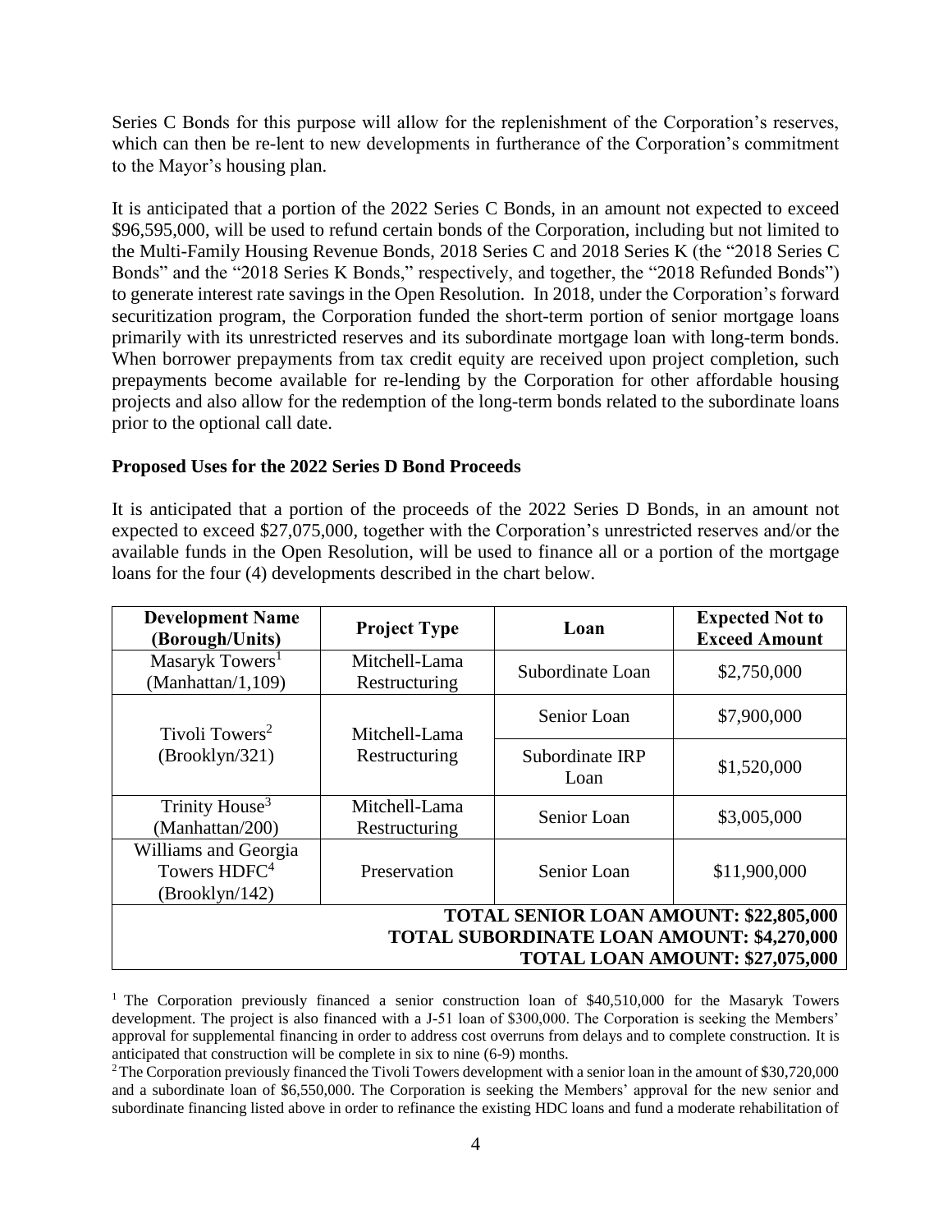Series C Bonds for this purpose will allow for the replenishment of the Corporation's reserves, which can then be re-lent to new developments in furtherance of the Corporation's commitment to the Mayor's housing plan.

It is anticipated that a portion of the 2022 Series C Bonds, in an amount not expected to exceed \$96,595,000, will be used to refund certain bonds of the Corporation, including but not limited to the Multi-Family Housing Revenue Bonds, 2018 Series C and 2018 Series K (the "2018 Series C Bonds" and the "2018 Series K Bonds," respectively, and together, the "2018 Refunded Bonds") to generate interest rate savings in the Open Resolution. In 2018, under the Corporation's forward securitization program, the Corporation funded the short-term portion of senior mortgage loans primarily with its unrestricted reserves and its subordinate mortgage loan with long-term bonds. When borrower prepayments from tax credit equity are received upon project completion, such prepayments become available for re-lending by the Corporation for other affordable housing projects and also allow for the redemption of the long-term bonds related to the subordinate loans prior to the optional call date.

**Proposed Uses for the 2022 Series D Bond Proceeds**

It is anticipated that a portion of the proceeds of the 2022 Series D Bonds, in an amount not expected to exceed \$27,075,000, together with the Corporation's unrestricted reserves and/or the available funds in the Open Resolution, will be used to finance all or a portion of the mortgage loans for the four (4) developments described in the chart below.

| Development Name (Borough/Units) | Project Type | Loan | Expected Not to Exceed Amount |
|---|---|---|---|
| Masaryk Towers[1] (Manhattan/1,109) | Mitchell-Lama Restructuring | Subordinate Loan | \$2,750,000 |
| Tivoli Towers[2] (Brooklyn/321) | Mitchell-Lama Restructuring | Senior Loan | \$7,900,000 |
| | | Subordinate IRP Loan | \$1,520,000 |
| Trinity House[3] (Manhattan/200) | Mitchell-Lama Restructuring | Senior Loan | \$3,005,000 |
| Williams and Georgia Towers HDFC[4] (Brooklyn/142) | Preservation | Senior Loan | \$11,900,000 |
| **TOTAL SENIOR LOAN AMOUNT: \$22,805,000** | | | |
| **TOTAL SUBORDINATE LOAN AMOUNT: \$4,270,000** | | | |
| **TOTAL LOAN AMOUNT: \$27,075,000** | | | |

[1] The Corporation previously financed a senior construction loan of \$40,510,000 for the Masaryk Towers development. The project is also financed with a J-51 loan of \$300,000. The Corporation is seeking the Members' approval for supplemental financing in order to address cost overruns from delays and to complete construction. It is anticipated that construction will be complete in six to nine (6-9) months.

[2] The Corporation previously financed the Tivoli Towers development with a senior loan in the amount of \$30,720,000 and a subordinate loan of \$6,550,000. The Corporation is seeking the Members' approval for the new senior and subordinate financing listed above in order to refinance the existing HDC loans and fund a moderate rehabilitation of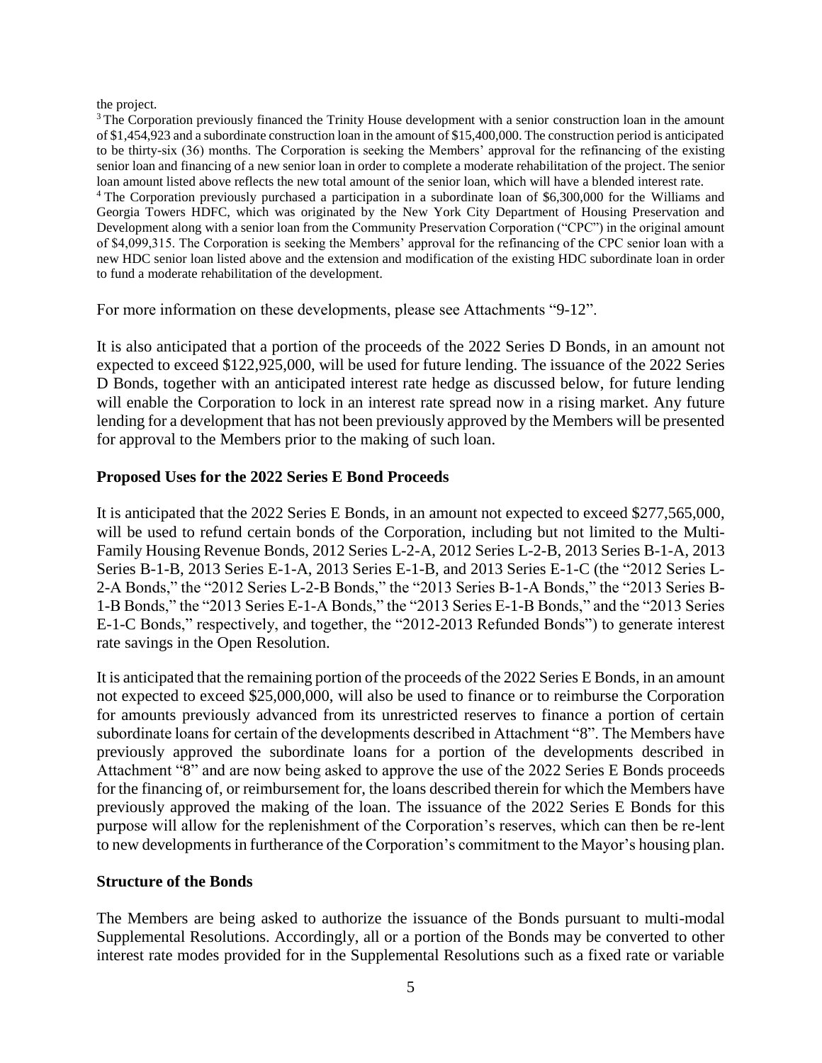the project.

[3] The Corporation previously financed the Trinity House development with a senior construction loan in the amount of $1,454,923 and a subordinate construction loan in the amount of $15,400,000. The construction period is anticipated to be thirty-six (36) months. The Corporation is seeking the Members' approval for the refinancing of the existing senior loan and financing of a new senior loan in order to complete a moderate rehabilitation of the project. The senior loan amount listed above reflects the new total amount of the senior loan, which will have a blended interest rate.

[4] The Corporation previously purchased a participation in a subordinate loan of $6,300,000 for the Williams and Georgia Towers HDFC, which was originated by the New York City Department of Housing Preservation and Development along with a senior loan from the Community Preservation Corporation ("CPC") in the original amount of $4,099,315. The Corporation is seeking the Members' approval for the refinancing of the CPC senior loan with a new HDC senior loan listed above and the extension and modification of the existing HDC subordinate loan in order to fund a moderate rehabilitation of the development.

For more information on these developments, please see Attachments "9-12".

It is also anticipated that a portion of the proceeds of the 2022 Series D Bonds, in an amount not expected to exceed $122,925,000, will be used for future lending. The issuance of the 2022 Series D Bonds, together with an anticipated interest rate hedge as discussed below, for future lending will enable the Corporation to lock in an interest rate spread now in a rising market. Any future lending for a development that has not been previously approved by the Members will be presented for approval to the Members prior to the making of such loan.

**Proposed Uses for the 2022 Series E Bond Proceeds**

It is anticipated that the 2022 Series E Bonds, in an amount not expected to exceed $277,565,000, will be used to refund certain bonds of the Corporation, including but not limited to the Multi-Family Housing Revenue Bonds, 2012 Series L-2-A, 2012 Series L-2-B, 2013 Series B-1-A, 2013 Series B-1-B, 2013 Series E-1-A, 2013 Series E-1-B, and 2013 Series E-1-C (the "2012 Series L-2-A Bonds," the "2012 Series L-2-B Bonds," the "2013 Series B-1-A Bonds," the "2013 Series B-1-B Bonds," the "2013 Series E-1-A Bonds," the "2013 Series E-1-B Bonds," and the "2013 Series E-1-C Bonds," respectively, and together, the "2012-2013 Refunded Bonds") to generate interest rate savings in the Open Resolution.

It is anticipated that the remaining portion of the proceeds of the 2022 Series E Bonds, in an amount not expected to exceed $25,000,000, will also be used to finance or to reimburse the Corporation for amounts previously advanced from its unrestricted reserves to finance a portion of certain subordinate loans for certain of the developments described in Attachment "8". The Members have previously approved the subordinate loans for a portion of the developments described in Attachment "8" and are now being asked to approve the use of the 2022 Series E Bonds proceeds for the financing of, or reimbursement for, the loans described therein for which the Members have previously approved the making of the loan. The issuance of the 2022 Series E Bonds for this purpose will allow for the replenishment of the Corporation's reserves, which can then be re-lent to new developments in furtherance of the Corporation's commitment to the Mayor's housing plan.

**Structure of the Bonds**

The Members are being asked to authorize the issuance of the Bonds pursuant to multi-modal Supplemental Resolutions. Accordingly, all or a portion of the Bonds may be converted to other interest rate modes provided for in the Supplemental Resolutions such as a fixed rate or variable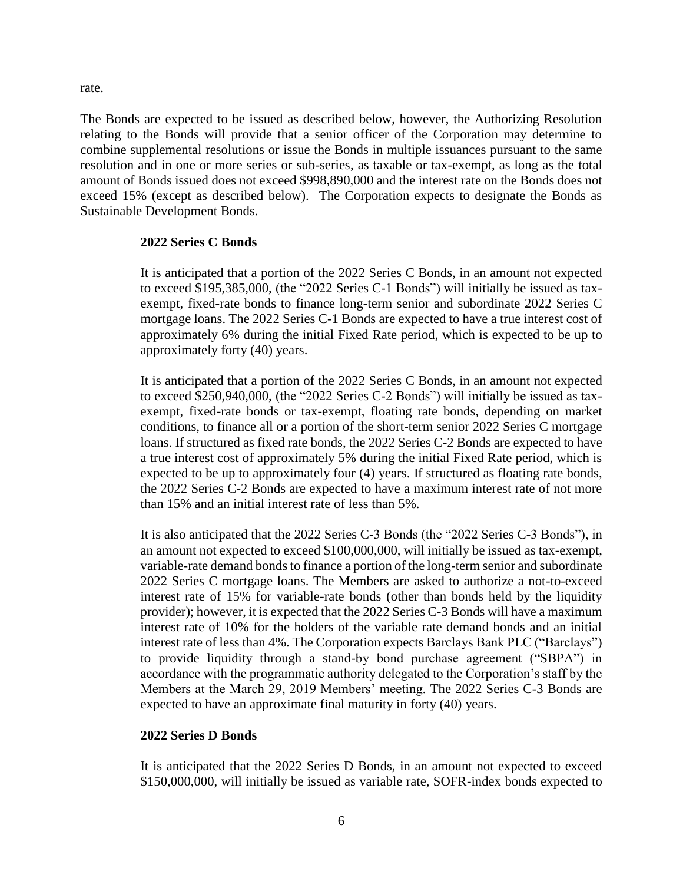rate.

The Bonds are expected to be issued as described below, however, the Authorizing Resolution relating to the Bonds will provide that a senior officer of the Corporation may determine to combine supplemental resolutions or issue the Bonds in multiple issuances pursuant to the same resolution and in one or more series or sub-series, as taxable or tax-exempt, as long as the total amount of Bonds issued does not exceed $998,890,000 and the interest rate on the Bonds does not exceed 15% (except as described below). The Corporation expects to designate the Bonds as Sustainable Development Bonds.

**2022 Series C Bonds**

It is anticipated that a portion of the 2022 Series C Bonds, in an amount not expected to exceed $195,385,000, (the "2022 Series C-1 Bonds") will initially be issued as tax-exempt, fixed-rate bonds to finance long-term senior and subordinate 2022 Series C mortgage loans. The 2022 Series C-1 Bonds are expected to have a true interest cost of approximately 6% during the initial Fixed Rate period, which is expected to be up to approximately forty (40) years.

It is anticipated that a portion of the 2022 Series C Bonds, in an amount not expected to exceed $250,940,000, (the "2022 Series C-2 Bonds") will initially be issued as tax-exempt, fixed-rate bonds or tax-exempt, floating rate bonds, depending on market conditions, to finance all or a portion of the short-term senior 2022 Series C mortgage loans. If structured as fixed rate bonds, the 2022 Series C-2 Bonds are expected to have a true interest cost of approximately 5% during the initial Fixed Rate period, which is expected to be up to approximately four (4) years. If structured as floating rate bonds, the 2022 Series C-2 Bonds are expected to have a maximum interest rate of not more than 15% and an initial interest rate of less than 5%.

It is also anticipated that the 2022 Series C-3 Bonds (the "2022 Series C-3 Bonds"), in an amount not expected to exceed $100,000,000, will initially be issued as tax-exempt, variable-rate demand bonds to finance a portion of the long-term senior and subordinate 2022 Series C mortgage loans. The Members are asked to authorize a not-to-exceed interest rate of 15% for variable-rate bonds (other than bonds held by the liquidity provider); however, it is expected that the 2022 Series C-3 Bonds will have a maximum interest rate of 10% for the holders of the variable rate demand bonds and an initial interest rate of less than 4%. The Corporation expects Barclays Bank PLC ("Barclays") to provide liquidity through a stand-by bond purchase agreement ("SBPA") in accordance with the programmatic authority delegated to the Corporation's staff by the Members at the March 29, 2019 Members' meeting. The 2022 Series C-3 Bonds are expected to have an approximate final maturity in forty (40) years.

**2022 Series D Bonds**

It is anticipated that the 2022 Series D Bonds, in an amount not expected to exceed $150,000,000, will initially be issued as variable rate, SOFR-index bonds expected to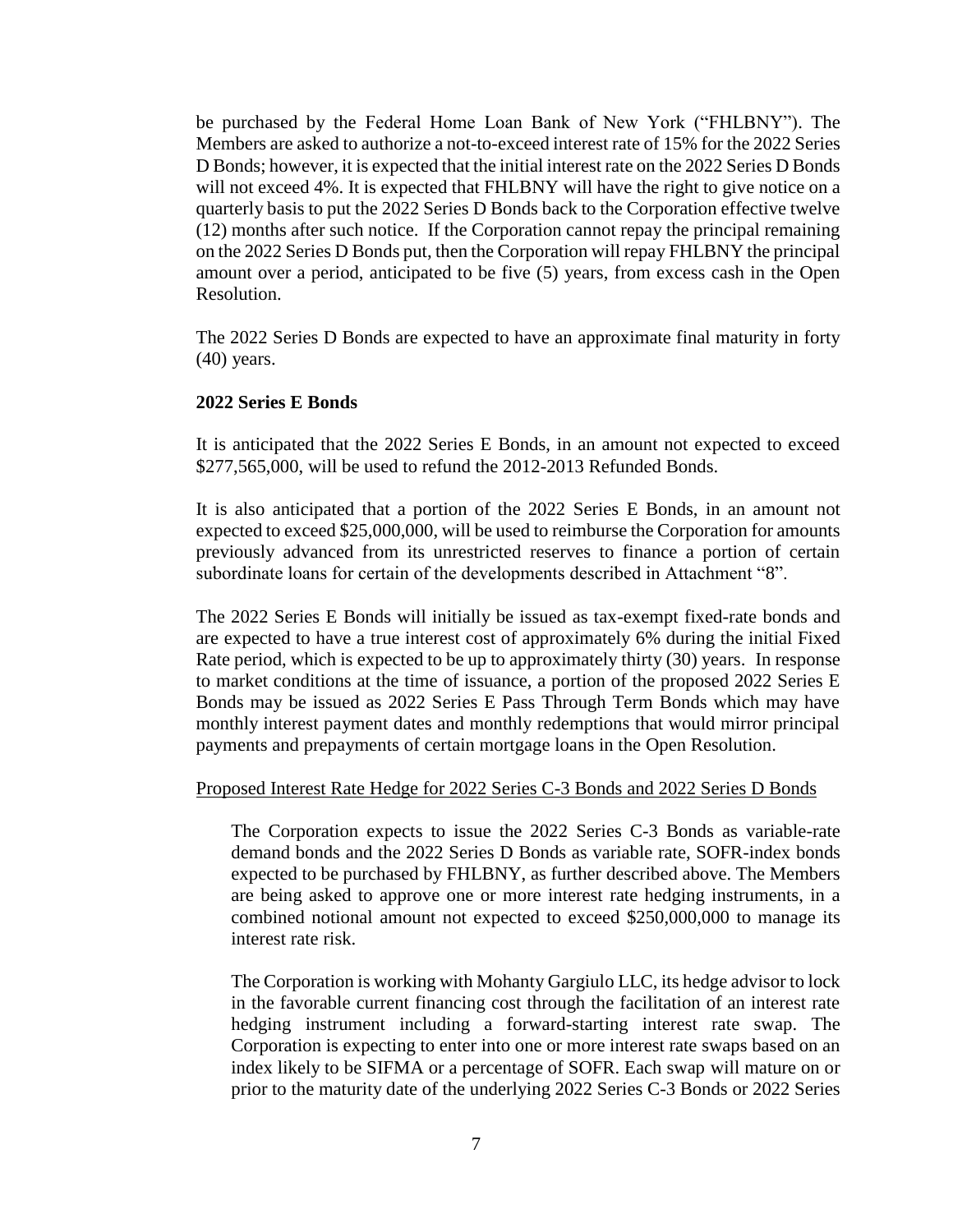be purchased by the Federal Home Loan Bank of New York ("FHLBNY"). The Members are asked to authorize a not-to-exceed interest rate of 15% for the 2022 Series D Bonds; however, it is expected that the initial interest rate on the 2022 Series D Bonds will not exceed 4%. It is expected that FHLBNY will have the right to give notice on a quarterly basis to put the 2022 Series D Bonds back to the Corporation effective twelve (12) months after such notice. If the Corporation cannot repay the principal remaining on the 2022 Series D Bonds put, then the Corporation will repay FHLBNY the principal amount over a period, anticipated to be five (5) years, from excess cash in the Open Resolution.

The 2022 Series D Bonds are expected to have an approximate final maturity in forty (40) years.

**2022 Series E Bonds**

It is anticipated that the 2022 Series E Bonds, in an amount not expected to exceed $277,565,000, will be used to refund the 2012-2013 Refunded Bonds.

It is also anticipated that a portion of the 2022 Series E Bonds, in an amount not expected to exceed $25,000,000, will be used to reimburse the Corporation for amounts previously advanced from its unrestricted reserves to finance a portion of certain subordinate loans for certain of the developments described in Attachment "8".

The 2022 Series E Bonds will initially be issued as tax-exempt fixed-rate bonds and are expected to have a true interest cost of approximately 6% during the initial Fixed Rate period, which is expected to be up to approximately thirty (30) years. In response to market conditions at the time of issuance, a portion of the proposed 2022 Series E Bonds may be issued as 2022 Series E Pass Through Term Bonds which may have monthly interest payment dates and monthly redemptions that would mirror principal payments and prepayments of certain mortgage loans in the Open Resolution.

Proposed Interest Rate Hedge for 2022 Series C-3 Bonds and 2022 Series D Bonds

The Corporation expects to issue the 2022 Series C-3 Bonds as variable-rate demand bonds and the 2022 Series D Bonds as variable rate, SOFR-index bonds expected to be purchased by FHLBNY, as further described above. The Members are being asked to approve one or more interest rate hedging instruments, in a combined notional amount not expected to exceed $250,000,000 to manage its interest rate risk.

The Corporation is working with Mohanty Gargiulo LLC, its hedge advisor to lock in the favorable current financing cost through the facilitation of an interest rate hedging instrument including a forward-starting interest rate swap. The Corporation is expecting to enter into one or more interest rate swaps based on an index likely to be SIFMA or a percentage of SOFR. Each swap will mature on or prior to the maturity date of the underlying 2022 Series C-3 Bonds or 2022 Series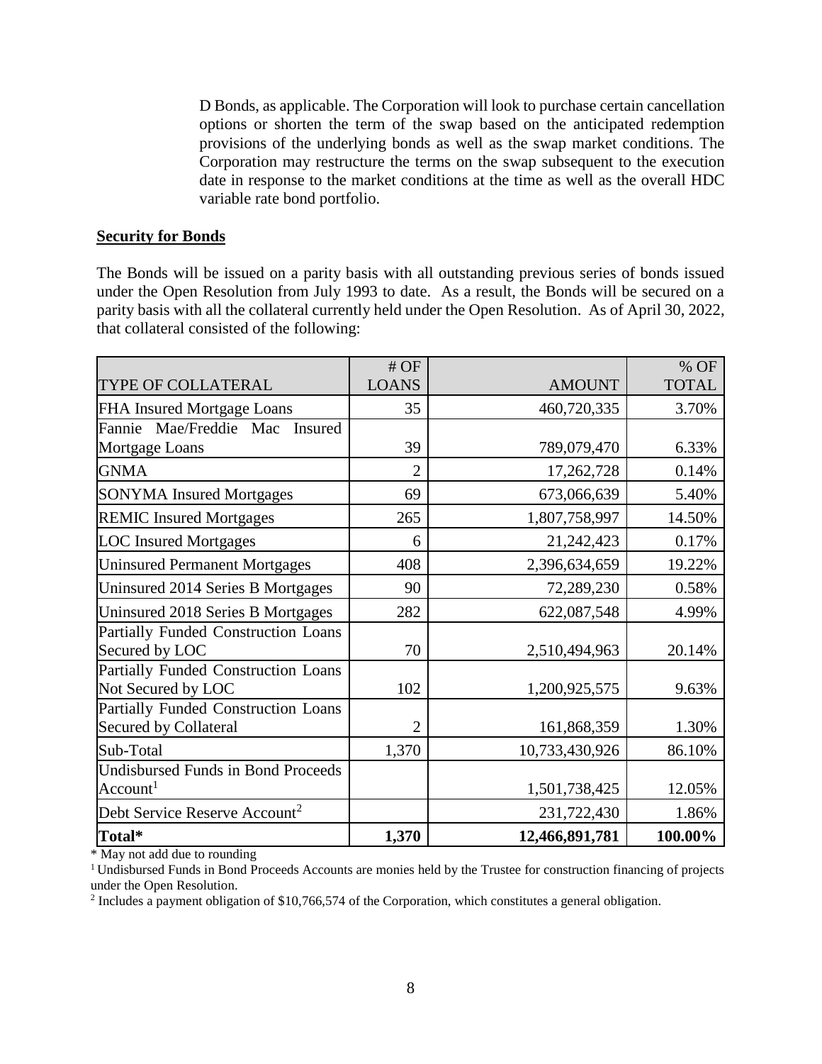D Bonds, as applicable. The Corporation will look to purchase certain cancellation options or shorten the term of the swap based on the anticipated redemption provisions of the underlying bonds as well as the swap market conditions. The Corporation may restructure the terms on the swap subsequent to the execution date in response to the market conditions at the time as well as the overall HDC variable rate bond portfolio.

**Security for Bonds**

The Bonds will be issued on a parity basis with all outstanding previous series of bonds issued under the Open Resolution from July 1993 to date. As a result, the Bonds will be secured on a parity basis with all the collateral currently held under the Open Resolution. As of April 30, 2022, that collateral consisted of the following:

| TYPE OF COLLATERAL | # OF LOANS | AMOUNT | % OF TOTAL |
|---|---|---|---|
| FHA Insured Mortgage Loans | 35 | 460,720,335 | 3.70% |
| Fannie Mae/Freddie Mac Insured Mortgage Loans | 39 | 789,079,470 | 6.33% |
| GNMA | 2 | 17,262,728 | 0.14% |
| SONYMA Insured Mortgages | 69 | 673,066,639 | 5.40% |
| REMIC Insured Mortgages | 265 | 1,807,758,997 | 14.50% |
| LOC Insured Mortgages | 6 | 21,242,423 | 0.17% |
| Uninsured Permanent Mortgages | 408 | 2,396,634,659 | 19.22% |
| Uninsured 2014 Series B Mortgages | 90 | 72,289,230 | 0.58% |
| Uninsured 2018 Series B Mortgages | 282 | 622,087,548 | 4.99% |
| Partially Funded Construction Loans Secured by LOC | 70 | 2,510,494,963 | 20.14% |
| Partially Funded Construction Loans Not Secured by LOC | 102 | 1,200,925,575 | 9.63% |
| Partially Funded Construction Loans Secured by Collateral | 2 | 161,868,359 | 1.30% |
| Sub-Total | 1,370 | 10,733,430,926 | 86.10% |
| Undisbursed Funds in Bond Proceeds Account[1] | | 1,501,738,425 | 12.05% |
| Debt Service Reserve Account[2] | | 231,722,430 | 1.86% |
| **Total*** | **1,370** | **12,466,891,781** | **100.00%** |

* May not add due to rounding

[1] Undisbursed Funds in Bond Proceeds Accounts are monies held by the Trustee for construction financing of projects under the Open Resolution.

[2] Includes a payment obligation of $10,766,574 of the Corporation, which constitutes a general obligation.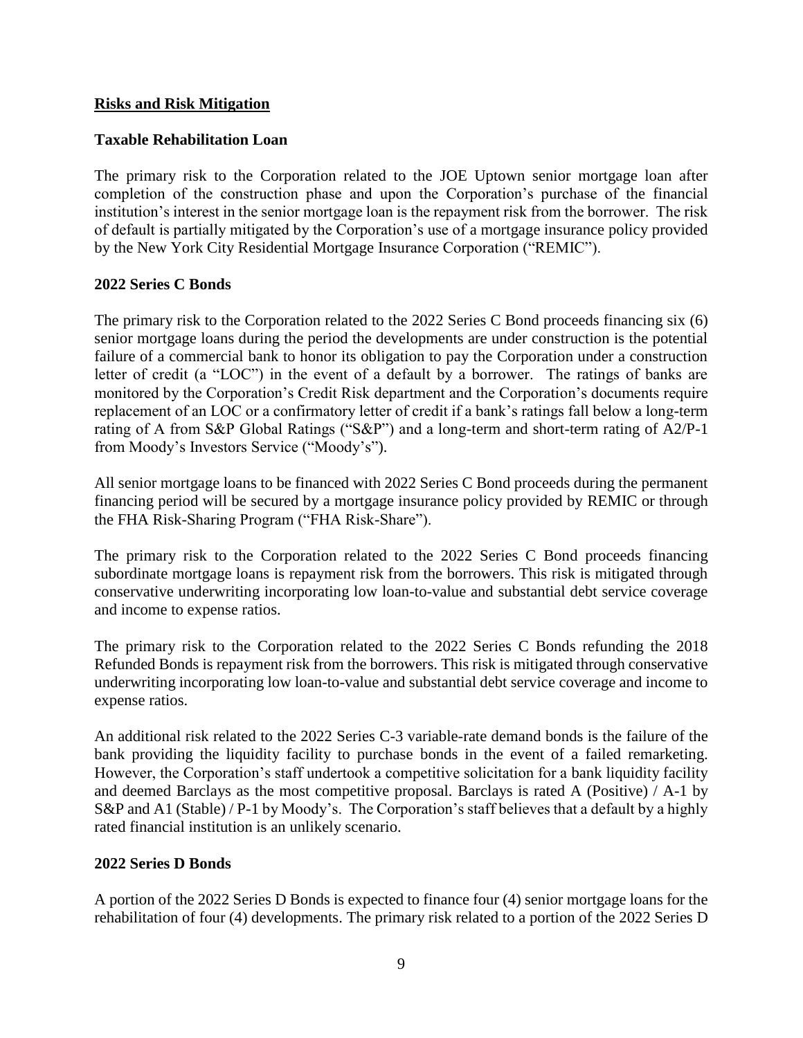## **Risks and Risk Mitigation**

### **Taxable Rehabilitation Loan**

The primary risk to the Corporation related to the JOE Uptown senior mortgage loan after completion of the construction phase and upon the Corporation's purchase of the financial institution's interest in the senior mortgage loan is the repayment risk from the borrower. The risk of default is partially mitigated by the Corporation's use of a mortgage insurance policy provided by the New York City Residential Mortgage Insurance Corporation ("REMIC").

### **2022 Series C Bonds**

The primary risk to the Corporation related to the 2022 Series C Bond proceeds financing six (6) senior mortgage loans during the period the developments are under construction is the potential failure of a commercial bank to honor its obligation to pay the Corporation under a construction letter of credit (a "LOC") in the event of a default by a borrower. The ratings of banks are monitored by the Corporation's Credit Risk department and the Corporation's documents require replacement of an LOC or a confirmatory letter of credit if a bank's ratings fall below a long-term rating of A from S&P Global Ratings ("S&P") and a long-term and short-term rating of A2/P-1 from Moody's Investors Service ("Moody's").

All senior mortgage loans to be financed with 2022 Series C Bond proceeds during the permanent financing period will be secured by a mortgage insurance policy provided by REMIC or through the FHA Risk-Sharing Program ("FHA Risk-Share").

The primary risk to the Corporation related to the 2022 Series C Bond proceeds financing subordinate mortgage loans is repayment risk from the borrowers. This risk is mitigated through conservative underwriting incorporating low loan-to-value and substantial debt service coverage and income to expense ratios.

The primary risk to the Corporation related to the 2022 Series C Bonds refunding the 2018 Refunded Bonds is repayment risk from the borrowers. This risk is mitigated through conservative underwriting incorporating low loan-to-value and substantial debt service coverage and income to expense ratios.

An additional risk related to the 2022 Series C-3 variable-rate demand bonds is the failure of the bank providing the liquidity facility to purchase bonds in the event of a failed remarketing. However, the Corporation's staff undertook a competitive solicitation for a bank liquidity facility and deemed Barclays as the most competitive proposal. Barclays is rated A (Positive) / A-1 by S&P and A1 (Stable) / P-1 by Moody's. The Corporation's staff believes that a default by a highly rated financial institution is an unlikely scenario.

### **2022 Series D Bonds**

A portion of the 2022 Series D Bonds is expected to finance four (4) senior mortgage loans for the rehabilitation of four (4) developments. The primary risk related to a portion of the 2022 Series D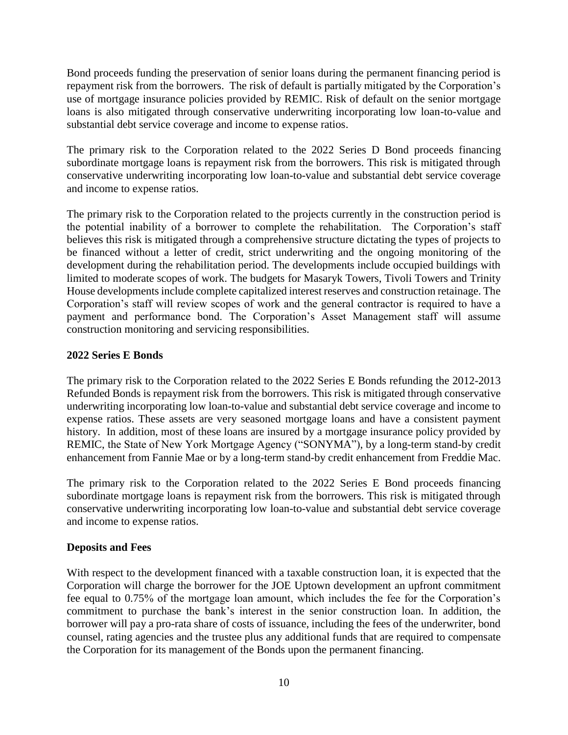Bond proceeds funding the preservation of senior loans during the permanent financing period is repayment risk from the borrowers. The risk of default is partially mitigated by the Corporation's use of mortgage insurance policies provided by REMIC. Risk of default on the senior mortgage loans is also mitigated through conservative underwriting incorporating low loan-to-value and substantial debt service coverage and income to expense ratios.

The primary risk to the Corporation related to the 2022 Series D Bond proceeds financing subordinate mortgage loans is repayment risk from the borrowers. This risk is mitigated through conservative underwriting incorporating low loan-to-value and substantial debt service coverage and income to expense ratios.

The primary risk to the Corporation related to the projects currently in the construction period is the potential inability of a borrower to complete the rehabilitation. The Corporation's staff believes this risk is mitigated through a comprehensive structure dictating the types of projects to be financed without a letter of credit, strict underwriting and the ongoing monitoring of the development during the rehabilitation period. The developments include occupied buildings with limited to moderate scopes of work. The budgets for Masaryk Towers, Tivoli Towers and Trinity House developments include complete capitalized interest reserves and construction retainage. The Corporation's staff will review scopes of work and the general contractor is required to have a payment and performance bond. The Corporation's Asset Management staff will assume construction monitoring and servicing responsibilities.

**2022 Series E Bonds**

The primary risk to the Corporation related to the 2022 Series E Bonds refunding the 2012-2013 Refunded Bonds is repayment risk from the borrowers. This risk is mitigated through conservative underwriting incorporating low loan-to-value and substantial debt service coverage and income to expense ratios. These assets are very seasoned mortgage loans and have a consistent payment history. In addition, most of these loans are insured by a mortgage insurance policy provided by REMIC, the State of New York Mortgage Agency ("SONYMA"), by a long-term stand-by credit enhancement from Fannie Mae or by a long-term stand-by credit enhancement from Freddie Mac.

The primary risk to the Corporation related to the 2022 Series E Bond proceeds financing subordinate mortgage loans is repayment risk from the borrowers. This risk is mitigated through conservative underwriting incorporating low loan-to-value and substantial debt service coverage and income to expense ratios.

**Deposits and Fees**

With respect to the development financed with a taxable construction loan, it is expected that the Corporation will charge the borrower for the JOE Uptown development an upfront commitment fee equal to 0.75% of the mortgage loan amount, which includes the fee for the Corporation's commitment to purchase the bank's interest in the senior construction loan. In addition, the borrower will pay a pro-rata share of costs of issuance, including the fees of the underwriter, bond counsel, rating agencies and the trustee plus any additional funds that are required to compensate the Corporation for its management of the Bonds upon the permanent financing.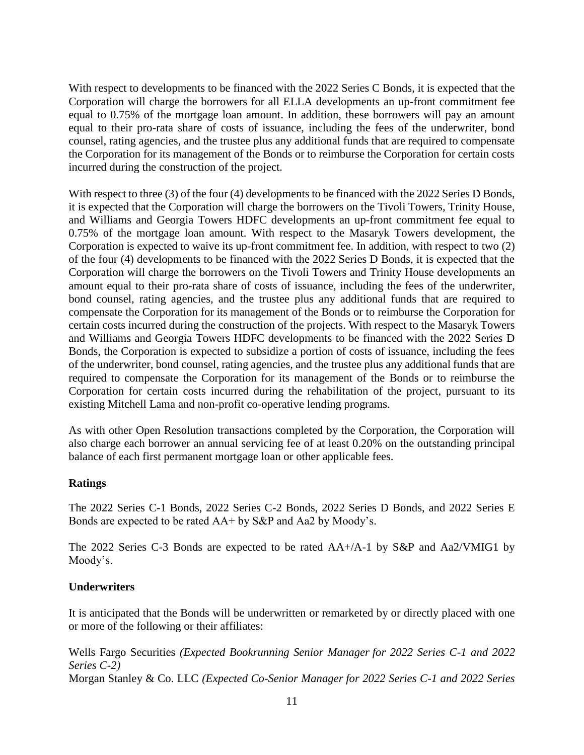With respect to developments to be financed with the 2022 Series C Bonds, it is expected that the Corporation will charge the borrowers for all ELLA developments an up-front commitment fee equal to 0.75% of the mortgage loan amount. In addition, these borrowers will pay an amount equal to their pro-rata share of costs of issuance, including the fees of the underwriter, bond counsel, rating agencies, and the trustee plus any additional funds that are required to compensate the Corporation for its management of the Bonds or to reimburse the Corporation for certain costs incurred during the construction of the project.

With respect to three (3) of the four (4) developments to be financed with the 2022 Series D Bonds, it is expected that the Corporation will charge the borrowers on the Tivoli Towers, Trinity House, and Williams and Georgia Towers HDFC developments an up-front commitment fee equal to 0.75% of the mortgage loan amount. With respect to the Masaryk Towers development, the Corporation is expected to waive its up-front commitment fee. In addition, with respect to two (2) of the four (4) developments to be financed with the 2022 Series D Bonds, it is expected that the Corporation will charge the borrowers on the Tivoli Towers and Trinity House developments an amount equal to their pro-rata share of costs of issuance, including the fees of the underwriter, bond counsel, rating agencies, and the trustee plus any additional funds that are required to compensate the Corporation for its management of the Bonds or to reimburse the Corporation for certain costs incurred during the construction of the projects. With respect to the Masaryk Towers and Williams and Georgia Towers HDFC developments to be financed with the 2022 Series D Bonds, the Corporation is expected to subsidize a portion of costs of issuance, including the fees of the underwriter, bond counsel, rating agencies, and the trustee plus any additional funds that are required to compensate the Corporation for its management of the Bonds or to reimburse the Corporation for certain costs incurred during the rehabilitation of the project, pursuant to its existing Mitchell Lama and non-profit co-operative lending programs.

As with other Open Resolution transactions completed by the Corporation, the Corporation will also charge each borrower an annual servicing fee of at least 0.20% on the outstanding principal balance of each first permanent mortgage loan or other applicable fees.

**Ratings**

The 2022 Series C-1 Bonds, 2022 Series C-2 Bonds, 2022 Series D Bonds, and 2022 Series E Bonds are expected to be rated AA+ by S&P and Aa2 by Moody's.

The 2022 Series C-3 Bonds are expected to be rated AA+/A-1 by S&P and Aa2/VMIG1 by Moody's.

**Underwriters**

It is anticipated that the Bonds will be underwritten or remarketed by or directly placed with one or more of the following or their affiliates:

Wells Fargo Securities *(Expected Bookrunning Senior Manager for 2022 Series C-1 and 2022 Series C-2)*
Morgan Stanley & Co. LLC *(Expected Co-Senior Manager for 2022 Series C-1 and 2022 Series*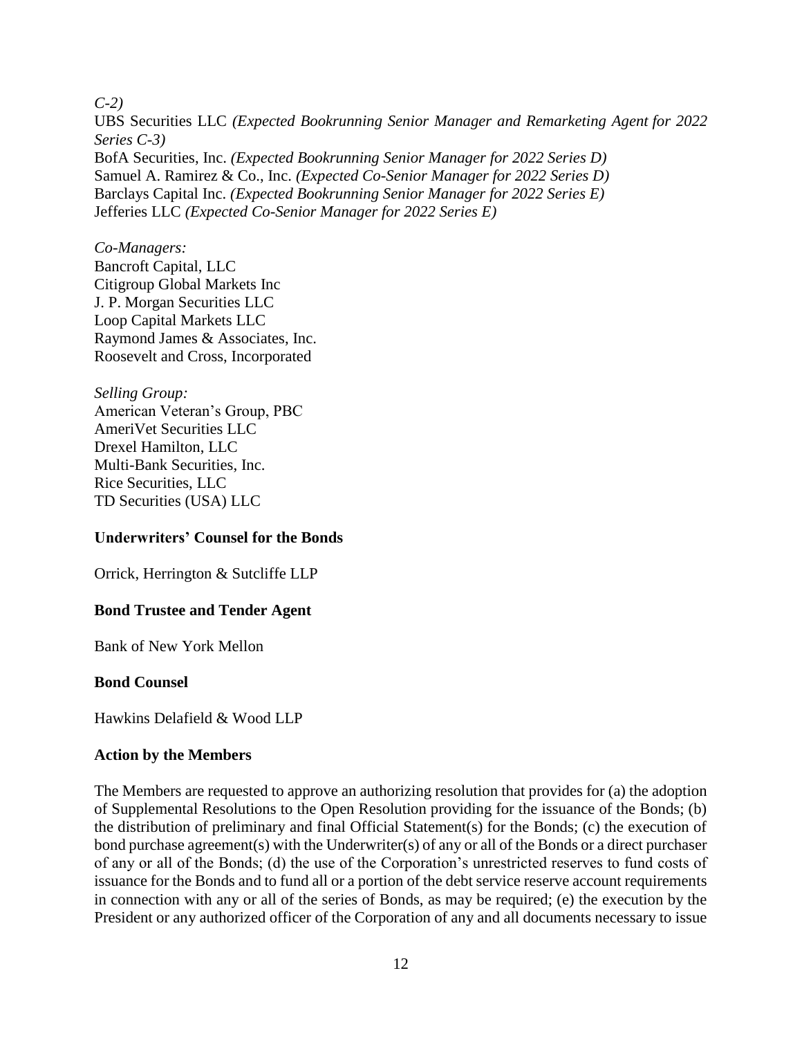*C-2)*
UBS Securities LLC *(Expected Bookrunning Senior Manager and Remarketing Agent for 2022 Series C-3)*
BofA Securities, Inc. *(Expected Bookrunning Senior Manager for 2022 Series D)*
Samuel A. Ramirez & Co., Inc. *(Expected Co-Senior Manager for 2022 Series D)*
Barclays Capital Inc. *(Expected Bookrunning Senior Manager for 2022 Series E)*
Jefferies LLC *(Expected Co-Senior Manager for 2022 Series E)*

*Co-Managers:*
Bancroft Capital, LLC
Citigroup Global Markets Inc
J. P. Morgan Securities LLC
Loop Capital Markets LLC
Raymond James & Associates, Inc.
Roosevelt and Cross, Incorporated

*Selling Group:*
American Veteran's Group, PBC
AmeriVet Securities LLC
Drexel Hamilton, LLC
Multi-Bank Securities, Inc.
Rice Securities, LLC
TD Securities (USA) LLC

**Underwriters' Counsel for the Bonds**

Orrick, Herrington & Sutcliffe LLP

**Bond Trustee and Tender Agent**

Bank of New York Mellon

**Bond Counsel**

Hawkins Delafield & Wood LLP

**Action by the Members**

The Members are requested to approve an authorizing resolution that provides for (a) the adoption of Supplemental Resolutions to the Open Resolution providing for the issuance of the Bonds; (b) the distribution of preliminary and final Official Statement(s) for the Bonds; (c) the execution of bond purchase agreement(s) with the Underwriter(s) of any or all of the Bonds or a direct purchaser of any or all of the Bonds; (d) the use of the Corporation's unrestricted reserves to fund costs of issuance for the Bonds and to fund all or a portion of the debt service reserve account requirements in connection with any or all of the series of Bonds, as may be required; (e) the execution by the President or any authorized officer of the Corporation of any and all documents necessary to issue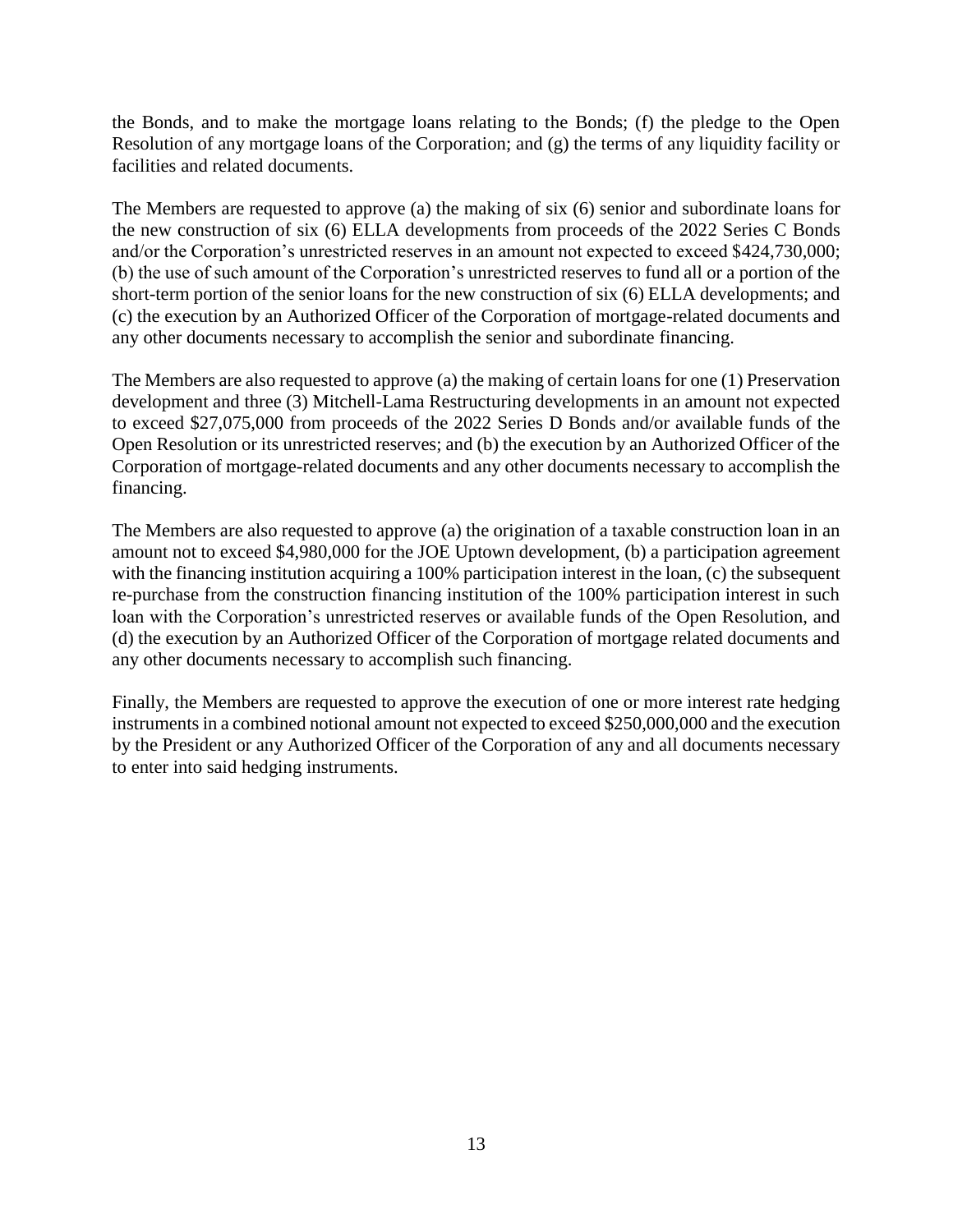the Bonds, and to make the mortgage loans relating to the Bonds; (f) the pledge to the Open Resolution of any mortgage loans of the Corporation; and (g) the terms of any liquidity facility or facilities and related documents.

The Members are requested to approve (a) the making of six (6) senior and subordinate loans for the new construction of six (6) ELLA developments from proceeds of the 2022 Series C Bonds and/or the Corporation's unrestricted reserves in an amount not expected to exceed $424,730,000; (b) the use of such amount of the Corporation's unrestricted reserves to fund all or a portion of the short-term portion of the senior loans for the new construction of six (6) ELLA developments; and (c) the execution by an Authorized Officer of the Corporation of mortgage-related documents and any other documents necessary to accomplish the senior and subordinate financing.

The Members are also requested to approve (a) the making of certain loans for one (1) Preservation development and three (3) Mitchell-Lama Restructuring developments in an amount not expected to exceed $27,075,000 from proceeds of the 2022 Series D Bonds and/or available funds of the Open Resolution or its unrestricted reserves; and (b) the execution by an Authorized Officer of the Corporation of mortgage-related documents and any other documents necessary to accomplish the financing.

The Members are also requested to approve (a) the origination of a taxable construction loan in an amount not to exceed $4,980,000 for the JOE Uptown development, (b) a participation agreement with the financing institution acquiring a 100% participation interest in the loan, (c) the subsequent re-purchase from the construction financing institution of the 100% participation interest in such loan with the Corporation's unrestricted reserves or available funds of the Open Resolution, and (d) the execution by an Authorized Officer of the Corporation of mortgage related documents and any other documents necessary to accomplish such financing.

Finally, the Members are requested to approve the execution of one or more interest rate hedging instruments in a combined notional amount not expected to exceed $250,000,000 and the execution by the President or any Authorized Officer of the Corporation of any and all documents necessary to enter into said hedging instruments.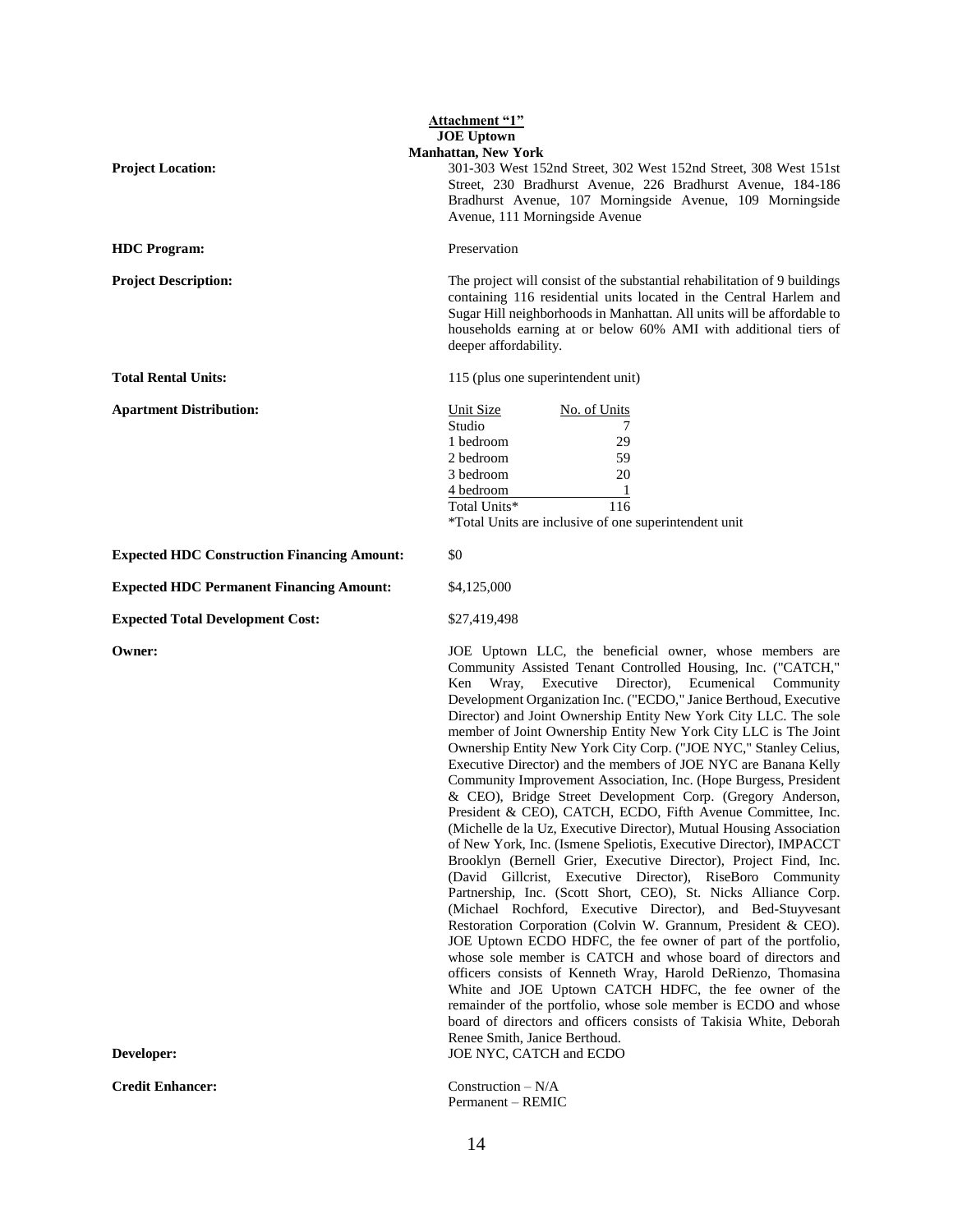**Attachment "1"**
**JOE Uptown**
**Manhattan, New York**

**Project Location:** 301-303 West 152nd Street, 302 West 152nd Street, 308 West 151st Street, 230 Bradhurst Avenue, 226 Bradhurst Avenue, 184-186 Bradhurst Avenue, 107 Morningside Avenue, 109 Morningside Avenue, 111 Morningside Avenue

**HDC Program:** Preservation

**Project Description:** The project will consist of the substantial rehabilitation of 9 buildings containing 116 residential units located in the Central Harlem and Sugar Hill neighborhoods in Manhattan. All units will be affordable to households earning at or below 60% AMI with additional tiers of deeper affordability.

**Total Rental Units:** 115 (plus one superintendent unit)

**Apartment Distribution:**

| Unit Size | No. of Units |
|---|---|
| Studio | 7 |
| 1 bedroom | 29 |
| 2 bedroom | 59 |
| 3 bedroom | 20 |
| 4 bedroom | 1 |
| Total Units* | 116 |

*Total Units are inclusive of one superintendent unit

**Expected HDC Construction Financing Amount:** $0

**Expected HDC Permanent Financing Amount:** $4,125,000

**Expected Total Development Cost:** $27,419,498

**Owner:** JOE Uptown LLC, the beneficial owner, whose members are Community Assisted Tenant Controlled Housing, Inc. ("CATCH," Ken Wray, Executive Director), Ecumenical Community Development Organization Inc. ("ECDO," Janice Berthoud, Executive Director) and Joint Ownership Entity New York City LLC. The sole member of Joint Ownership Entity New York City LLC is The Joint Ownership Entity New York City Corp. ("JOE NYC," Stanley Celius, Executive Director) and the members of JOE NYC are Banana Kelly Community Improvement Association, Inc. (Hope Burgess, President & CEO), Bridge Street Development Corp. (Gregory Anderson, President & CEO), CATCH, ECDO, Fifth Avenue Committee, Inc. (Michelle de la Uz, Executive Director), Mutual Housing Association of New York, Inc. (Ismene Speliotis, Executive Director), IMPACCT Brooklyn (Bernell Grier, Executive Director), Project Find, Inc. (David Gillcrist, Executive Director), RiseBoro Community Partnership, Inc. (Scott Short, CEO), St. Nicks Alliance Corp. (Michael Rochford, Executive Director), and Bed-Stuyvesant Restoration Corporation (Colvin W. Grannum, President & CEO). JOE Uptown ECDO HDFC, the fee owner of part of the portfolio, whose sole member is CATCH and whose board of directors and officers consists of Kenneth Wray, Harold DeRienzo, Thomasina White and JOE Uptown CATCH HDFC, the fee owner of the remainder of the portfolio, whose sole member is ECDO and whose board of directors and officers consists of Takisia White, Deborah Renee Smith, Janice Berthoud.

**Developer:** JOE NYC, CATCH and ECDO

**Credit Enhancer:** Construction – N/A
Permanent – REMIC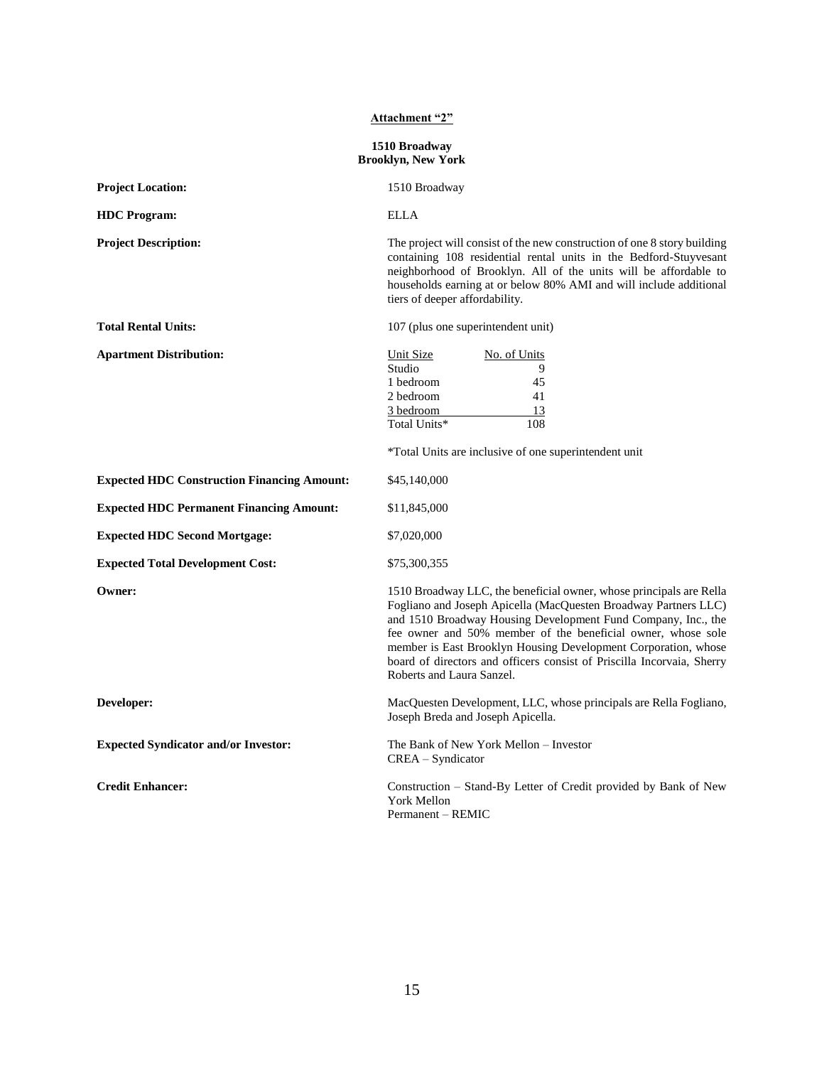**Attachment "2"**

**1510 Broadway**
**Brooklyn, New York**

**Project Location:** 1510 Broadway

**HDC Program:** ELLA

**Project Description:** The project will consist of the new construction of one 8 story building containing 108 residential rental units in the Bedford-Stuyvesant neighborhood of Brooklyn. All of the units will be affordable to households earning at or below 80% AMI and will include additional tiers of deeper affordability.

**Total Rental Units:** 107 (plus one superintendent unit)

**Apartment Distribution:**

| Unit Size | No. of Units |
|---|---|
| Studio | 9 |
| 1 bedroom | 45 |
| 2 bedroom | 41 |
| 3 bedroom | 13 |
| Total Units* | 108 |

*Total Units are inclusive of one superintendent unit

**Expected HDC Construction Financing Amount:** $45,140,000

**Expected HDC Permanent Financing Amount:** $11,845,000

**Expected HDC Second Mortgage:** $7,020,000

**Expected Total Development Cost:** $75,300,355

**Owner:** 1510 Broadway LLC, the beneficial owner, whose principals are Rella Fogliano and Joseph Apicella (MacQuesten Broadway Partners LLC) and 1510 Broadway Housing Development Fund Company, Inc., the fee owner and 50% member of the beneficial owner, whose sole member is East Brooklyn Housing Development Corporation, whose board of directors and officers consist of Priscilla Incorvaia, Sherry Roberts and Laura Sanzel.

**Developer:** MacQuesten Development, LLC, whose principals are Rella Fogliano, Joseph Breda and Joseph Apicella.

**Expected Syndicator and/or Investor:** The Bank of New York Mellon – Investor
CREA – Syndicator

**Credit Enhancer:** Construction – Stand-By Letter of Credit provided by Bank of New York Mellon
Permanent – REMIC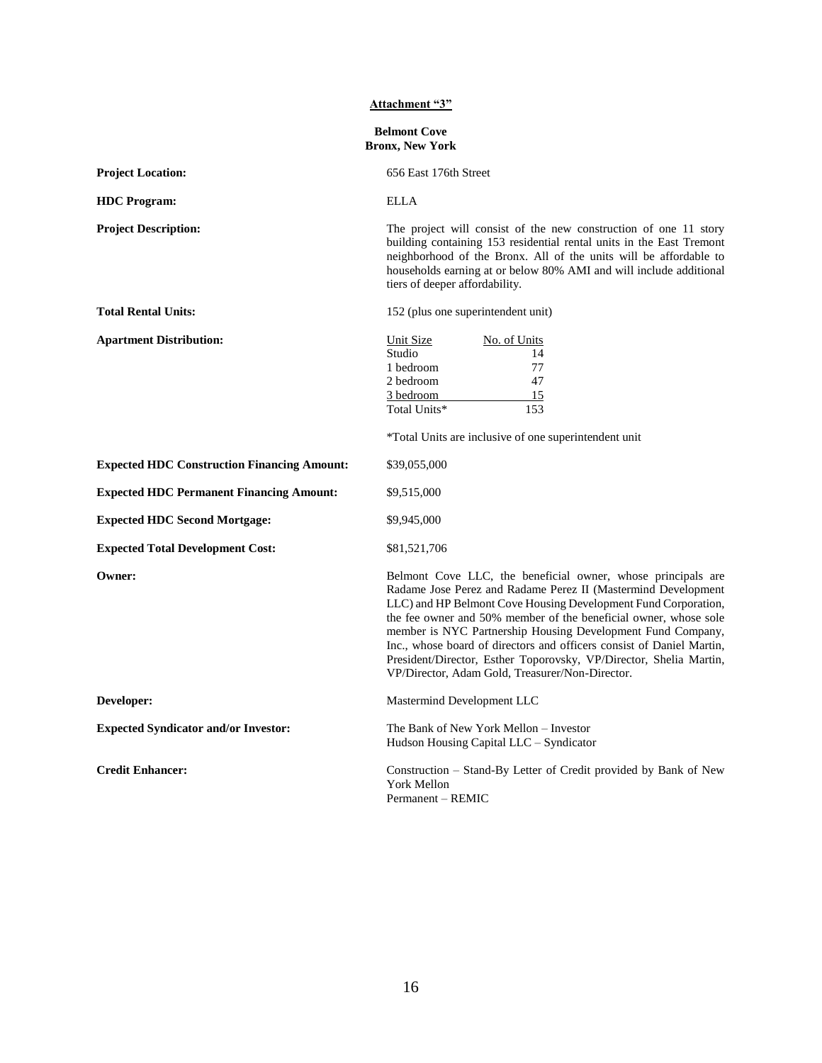**Attachment "3"**

**Belmont Cove**
**Bronx, New York**

**Project Location:** 656 East 176th Street

**HDC Program:** ELLA

**Project Description:** The project will consist of the new construction of one 11 story building containing 153 residential rental units in the East Tremont neighborhood of the Bronx. All of the units will be affordable to households earning at or below 80% AMI and will include additional tiers of deeper affordability.

**Total Rental Units:** 152 (plus one superintendent unit)

**Apartment Distribution:**

| Unit Size | No. of Units |
|---|---|
| Studio | 14 |
| 1 bedroom | 77 |
| 2 bedroom | 47 |
| 3 bedroom | 15 |
| Total Units* | 153 |

*Total Units are inclusive of one superintendent unit

**Expected HDC Construction Financing Amount:** $39,055,000

**Expected HDC Permanent Financing Amount:** $9,515,000

**Expected HDC Second Mortgage:** $9,945,000

**Expected Total Development Cost:** $81,521,706

**Owner:** Belmont Cove LLC, the beneficial owner, whose principals are Radame Jose Perez and Radame Perez II (Mastermind Development LLC) and HP Belmont Cove Housing Development Fund Corporation, the fee owner and 50% member of the beneficial owner, whose sole member is NYC Partnership Housing Development Fund Company, Inc., whose board of directors and officers consist of Daniel Martin, President/Director, Esther Toporovsky, VP/Director, Shelia Martin, VP/Director, Adam Gold, Treasurer/Non-Director.

**Developer:** Mastermind Development LLC

**Expected Syndicator and/or Investor:** The Bank of New York Mellon – Investor
Hudson Housing Capital LLC – Syndicator

**Credit Enhancer:** Construction – Stand-By Letter of Credit provided by Bank of New York Mellon
Permanent – REMIC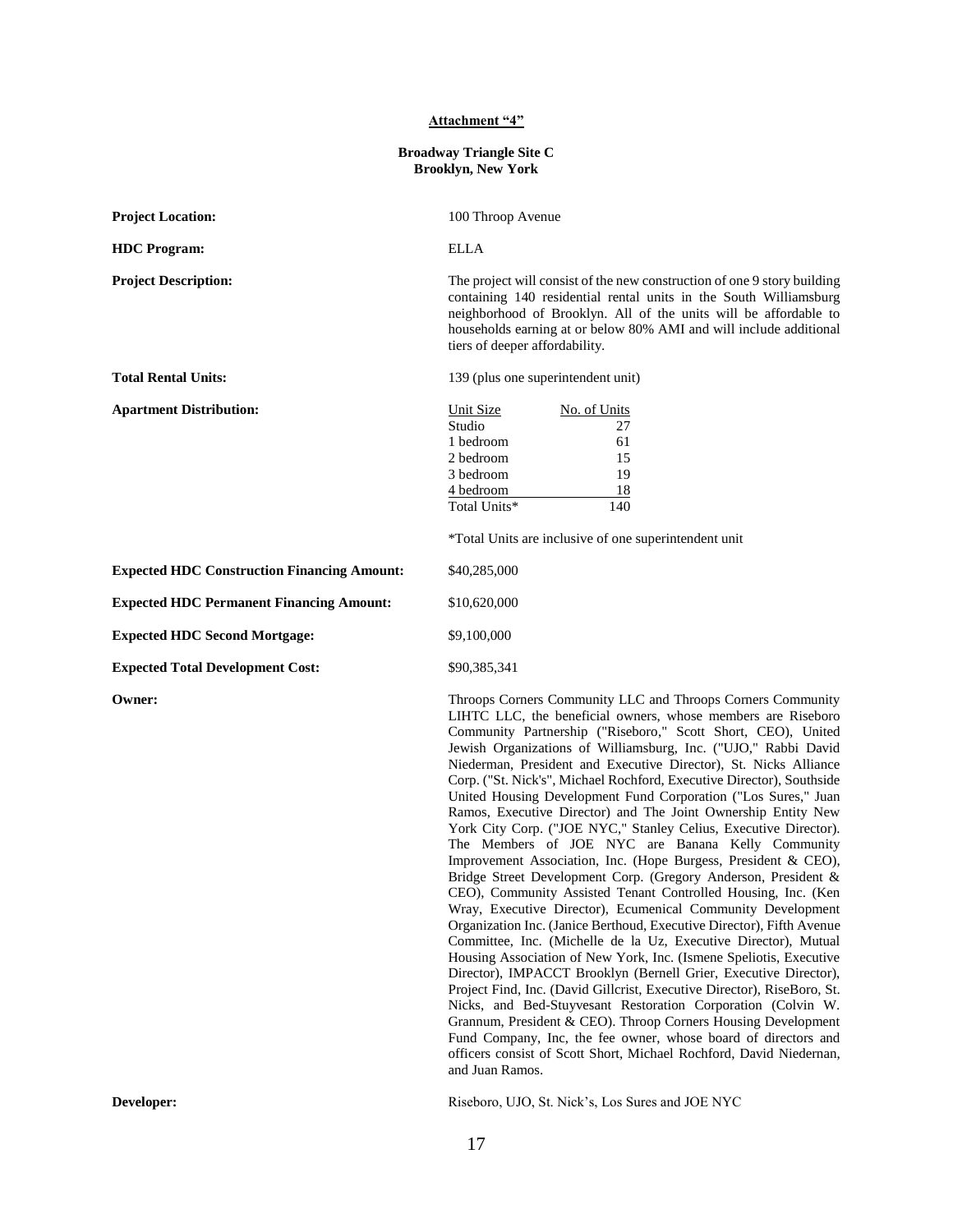**Attachment "4"**

**Broadway Triangle Site C**
**Brooklyn, New York**

**Project Location:** 100 Throop Avenue

**HDC Program:** ELLA

**Project Description:** The project will consist of the new construction of one 9 story building containing 140 residential rental units in the South Williamsburg neighborhood of Brooklyn. All of the units will be affordable to households earning at or below 80% AMI and will include additional tiers of deeper affordability.

**Total Rental Units:** 139 (plus one superintendent unit)

**Apartment Distribution:**

| Unit Size | No. of Units |
|---|---|
| Studio | 27 |
| 1 bedroom | 61 |
| 2 bedroom | 15 |
| 3 bedroom | 19 |
| 4 bedroom | 18 |
| Total Units* | 140 |

*Total Units are inclusive of one superintendent unit

**Expected HDC Construction Financing Amount:** $40,285,000

**Expected HDC Permanent Financing Amount:** $10,620,000

**Expected HDC Second Mortgage:** $9,100,000

**Expected Total Development Cost:** $90,385,341

**Owner:** Throops Corners Community LLC and Throops Corners Community LIHTC LLC, the beneficial owners, whose members are Riseboro Community Partnership ("Riseboro," Scott Short, CEO), United Jewish Organizations of Williamsburg, Inc. ("UJO," Rabbi David Niederman, President and Executive Director), St. Nicks Alliance Corp. ("St. Nick's", Michael Rochford, Executive Director), Southside United Housing Development Fund Corporation ("Los Sures," Juan Ramos, Executive Director) and The Joint Ownership Entity New York City Corp. ("JOE NYC," Stanley Celius, Executive Director). The Members of JOE NYC are Banana Kelly Community Improvement Association, Inc. (Hope Burgess, President & CEO), Bridge Street Development Corp. (Gregory Anderson, President & CEO), Community Assisted Tenant Controlled Housing, Inc. (Ken Wray, Executive Director), Ecumenical Community Development Organization Inc. (Janice Berthoud, Executive Director), Fifth Avenue Committee, Inc. (Michelle de la Uz, Executive Director), Mutual Housing Association of New York, Inc. (Ismene Speliotis, Executive Director), IMPACCT Brooklyn (Bernell Grier, Executive Director), Project Find, Inc. (David Gillcrist, Executive Director), RiseBoro, St. Nicks, and Bed-Stuyvesant Restoration Corporation (Colvin W. Grannum, President & CEO). Throop Corners Housing Development Fund Company, Inc, the fee owner, whose board of directors and officers consist of Scott Short, Michael Rochford, David Niedernan, and Juan Ramos.

**Developer:** Riseboro, UJO, St. Nick's, Los Sures and JOE NYC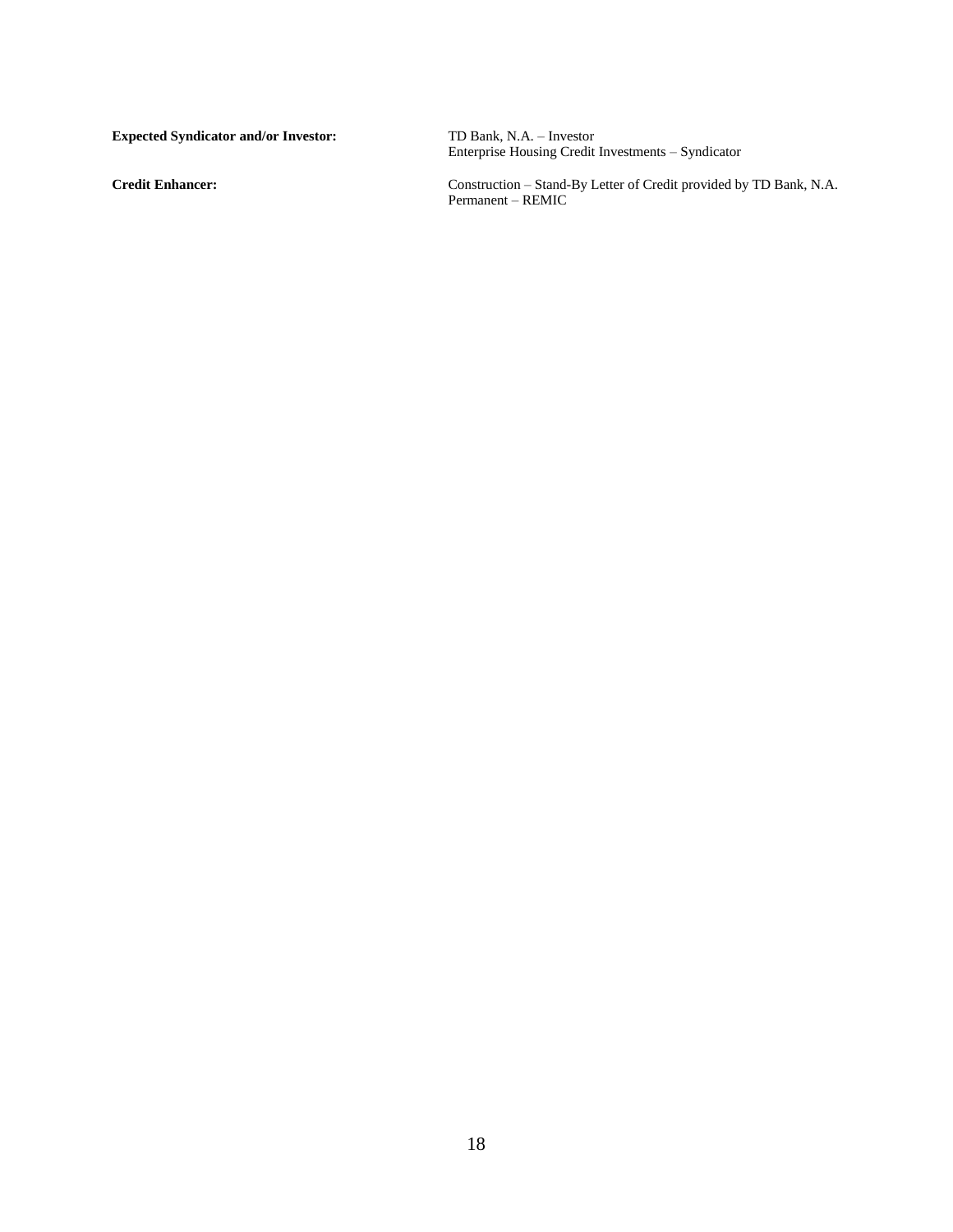**Expected Syndicator and/or Investor:** TD Bank, N.A. – Investor
Enterprise Housing Credit Investments – Syndicator

**Credit Enhancer:** Construction – Stand-By Letter of Credit provided by TD Bank, N.A.
Permanent – REMIC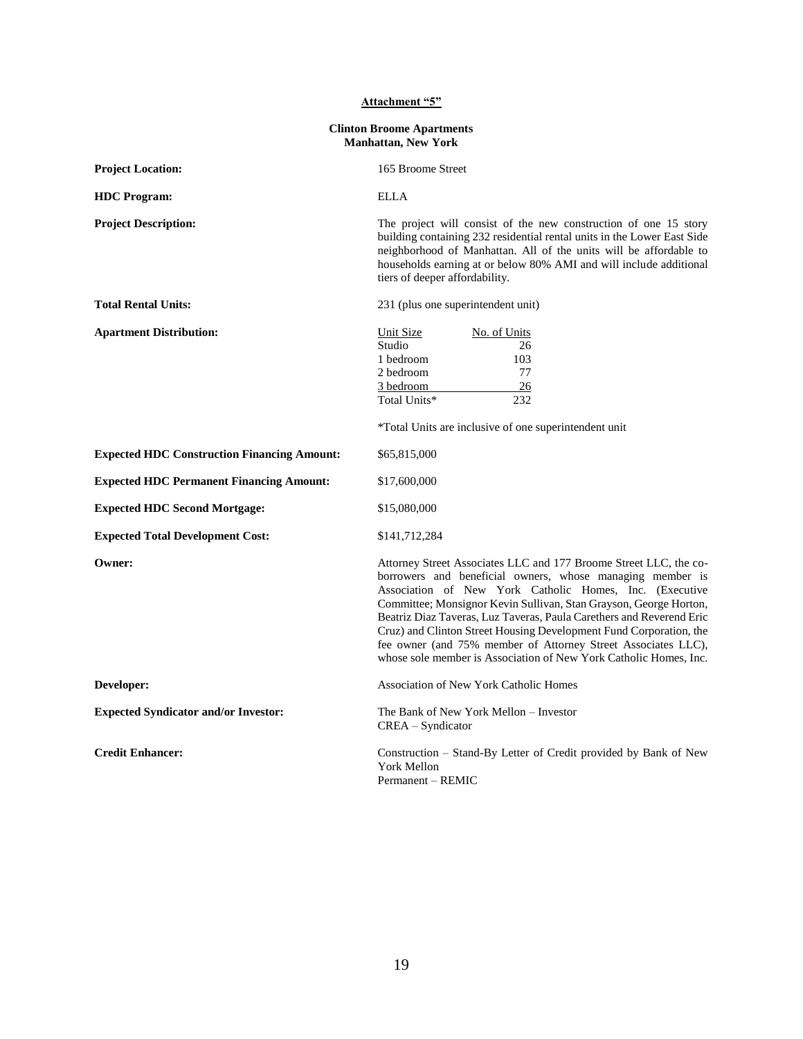**Attachment "5"**

**Clinton Broome Apartments**
**Manhattan, New York**

**Project Location:** 165 Broome Street

**HDC Program:** ELLA

**Project Description:** The project will consist of the new construction of one 15 story building containing 232 residential rental units in the Lower East Side neighborhood of Manhattan. All of the units will be affordable to households earning at or below 80% AMI and will include additional tiers of deeper affordability.

**Total Rental Units:** 231 (plus one superintendent unit)

**Apartment Distribution:**

| Unit Size | No. of Units |
|---|---|
| Studio | 26 |
| 1 bedroom | 103 |
| 2 bedroom | 77 |
| 3 bedroom | 26 |
| Total Units* | 232 |

*Total Units are inclusive of one superintendent unit

**Expected HDC Construction Financing Amount:** $65,815,000

**Expected HDC Permanent Financing Amount:** $17,600,000

**Expected HDC Second Mortgage:** $15,080,000

**Expected Total Development Cost:** $141,712,284

**Owner:** Attorney Street Associates LLC and 177 Broome Street LLC, the co-borrowers and beneficial owners, whose managing member is Association of New York Catholic Homes, Inc. (Executive Committee; Monsignor Kevin Sullivan, Stan Grayson, George Horton, Beatriz Diaz Taveras, Luz Taveras, Paula Carethers and Reverend Eric Cruz) and Clinton Street Housing Development Fund Corporation, the fee owner (and 75% member of Attorney Street Associates LLC), whose sole member is Association of New York Catholic Homes, Inc.

**Developer:** Association of New York Catholic Homes

**Expected Syndicator and/or Investor:** The Bank of New York Mellon – Investor
CREA – Syndicator

**Credit Enhancer:** Construction – Stand-By Letter of Credit provided by Bank of New York Mellon
Permanent – REMIC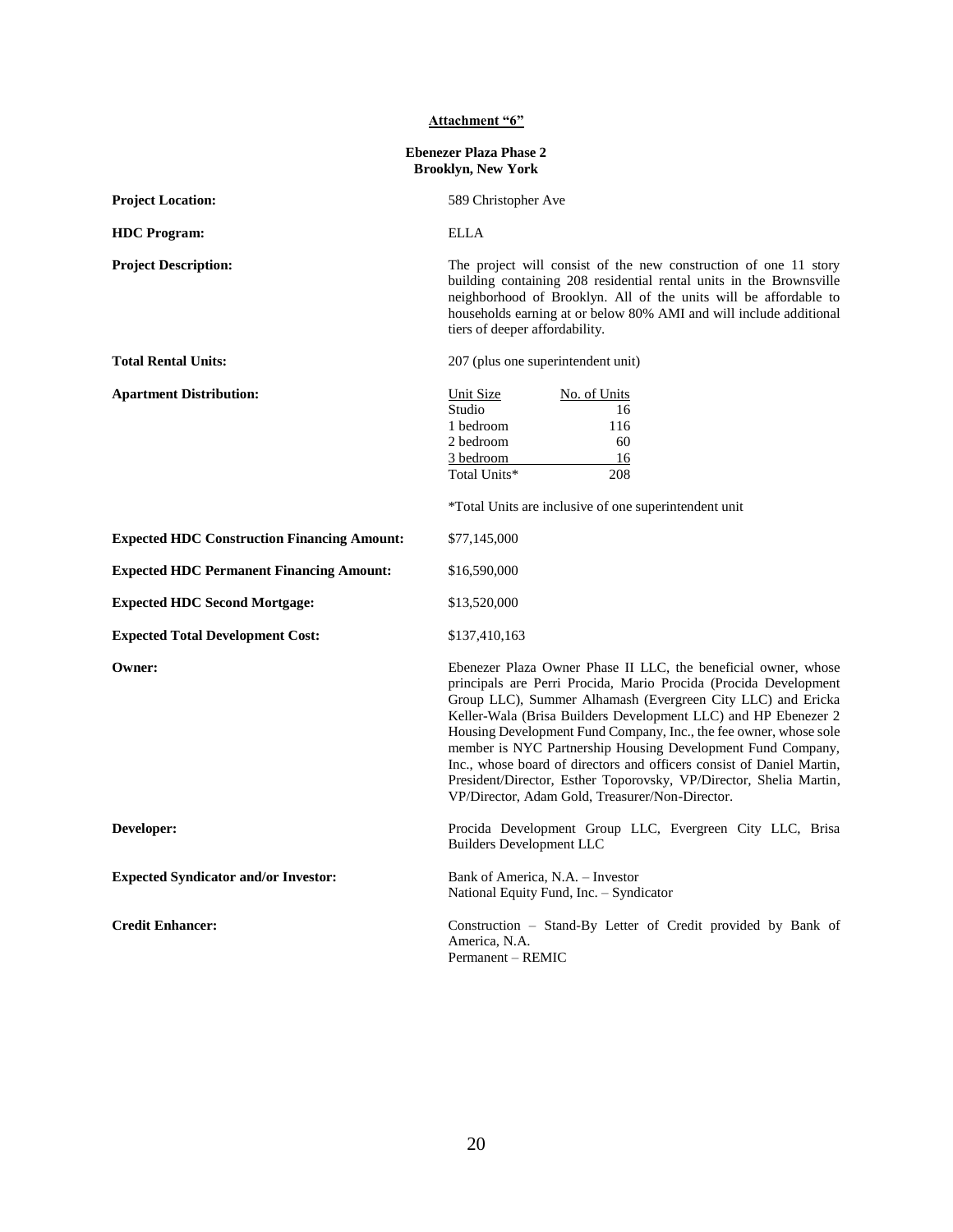**Attachment "6"**

**Ebenezer Plaza Phase 2**
**Brooklyn, New York**

**Project Location:** 589 Christopher Ave

**HDC Program:** ELLA

**Project Description:** The project will consist of the new construction of one 11 story building containing 208 residential rental units in the Brownsville neighborhood of Brooklyn. All of the units will be affordable to households earning at or below 80% AMI and will include additional tiers of deeper affordability.

**Total Rental Units:** 207 (plus one superintendent unit)

**Apartment Distribution:**

| Unit Size | No. of Units |
|---|---|
| Studio | 16 |
| 1 bedroom | 116 |
| 2 bedroom | 60 |
| 3 bedroom | 16 |
| Total Units* | 208 |

*Total Units are inclusive of one superintendent unit

**Expected HDC Construction Financing Amount:** $77,145,000

**Expected HDC Permanent Financing Amount:** $16,590,000

**Expected HDC Second Mortgage:** $13,520,000

**Expected Total Development Cost:** $137,410,163

**Owner:** Ebenezer Plaza Owner Phase II LLC, the beneficial owner, whose principals are Perri Procida, Mario Procida (Procida Development Group LLC), Summer Alhamash (Evergreen City LLC) and Ericka Keller-Wala (Brisa Builders Development LLC) and HP Ebenezer 2 Housing Development Fund Company, Inc., the fee owner, whose sole member is NYC Partnership Housing Development Fund Company, Inc., whose board of directors and officers consist of Daniel Martin, President/Director, Esther Toporovsky, VP/Director, Shelia Martin, VP/Director, Adam Gold, Treasurer/Non-Director.

**Developer:** Procida Development Group LLC, Evergreen City LLC, Brisa Builders Development LLC

**Expected Syndicator and/or Investor:** Bank of America, N.A. – Investor
National Equity Fund, Inc. – Syndicator

**Credit Enhancer:** Construction – Stand-By Letter of Credit provided by Bank of America, N.A.
Permanent – REMIC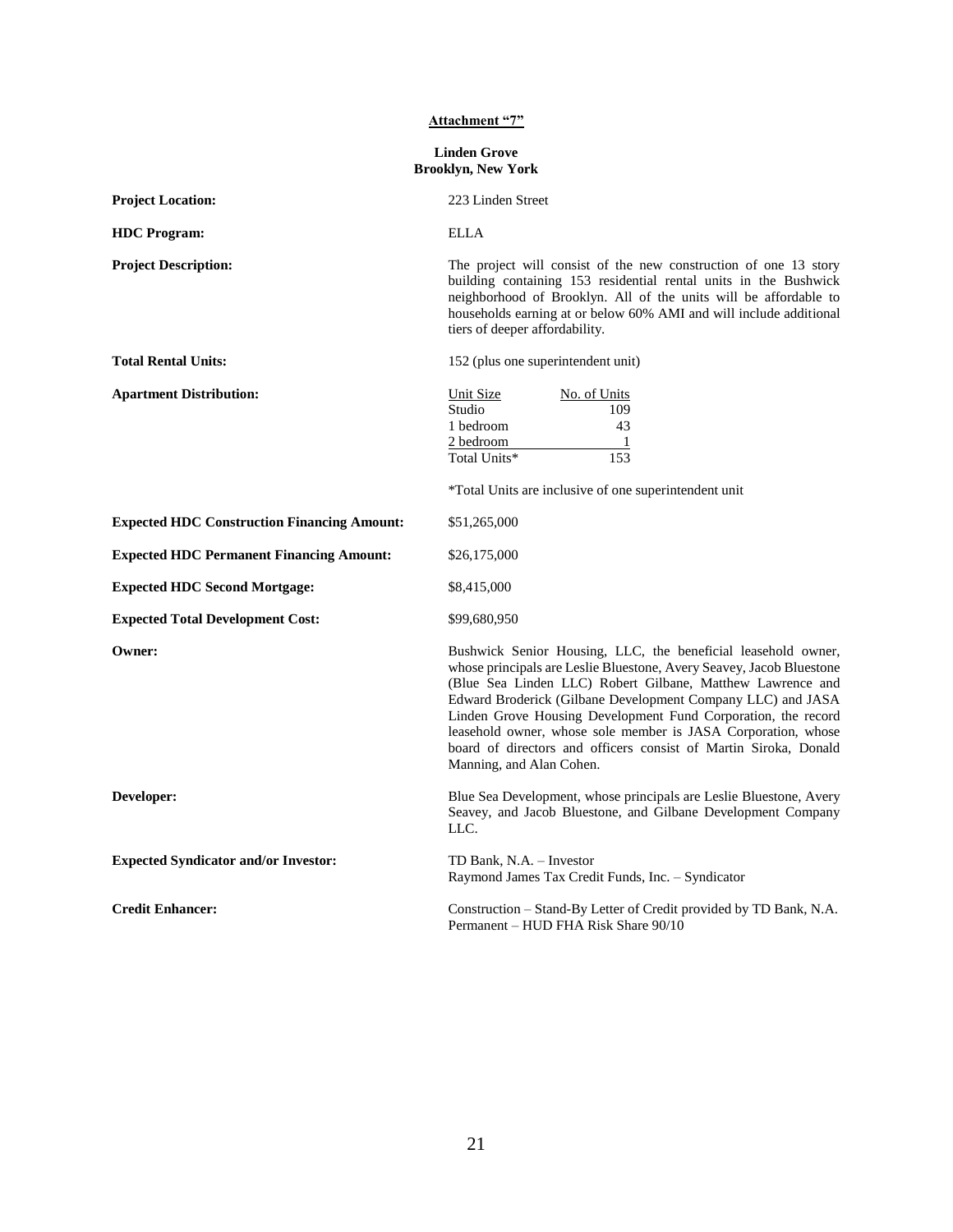**Attachment "7"**

**Linden Grove**
**Brooklyn, New York**

**Project Location:** 223 Linden Street

**HDC Program:** ELLA

**Project Description:** The project will consist of the new construction of one 13 story building containing 153 residential rental units in the Bushwick neighborhood of Brooklyn. All of the units will be affordable to households earning at or below 60% AMI and will include additional tiers of deeper affordability.

**Total Rental Units:** 152 (plus one superintendent unit)

**Apartment Distribution:**

| Unit Size | No. of Units |
|---|---|
| Studio | 109 |
| 1 bedroom | 43 |
| 2 bedroom | 1 |
| Total Units* | 153 |

*Total Units are inclusive of one superintendent unit

**Expected HDC Construction Financing Amount:** $51,265,000

**Expected HDC Permanent Financing Amount:** $26,175,000

**Expected HDC Second Mortgage:** $8,415,000

**Expected Total Development Cost:** $99,680,950

**Owner:** Bushwick Senior Housing, LLC, the beneficial leasehold owner, whose principals are Leslie Bluestone, Avery Seavey, Jacob Bluestone (Blue Sea Linden LLC) Robert Gilbane, Matthew Lawrence and Edward Broderick (Gilbane Development Company LLC) and JASA Linden Grove Housing Development Fund Corporation, the record leasehold owner, whose sole member is JASA Corporation, whose board of directors and officers consist of Martin Siroka, Donald Manning, and Alan Cohen.

**Developer:** Blue Sea Development, whose principals are Leslie Bluestone, Avery Seavey, and Jacob Bluestone, and Gilbane Development Company LLC.

**Expected Syndicator and/or Investor:** TD Bank, N.A. – Investor
Raymond James Tax Credit Funds, Inc. – Syndicator

**Credit Enhancer:** Construction – Stand-By Letter of Credit provided by TD Bank, N.A.
Permanent – HUD FHA Risk Share 90/10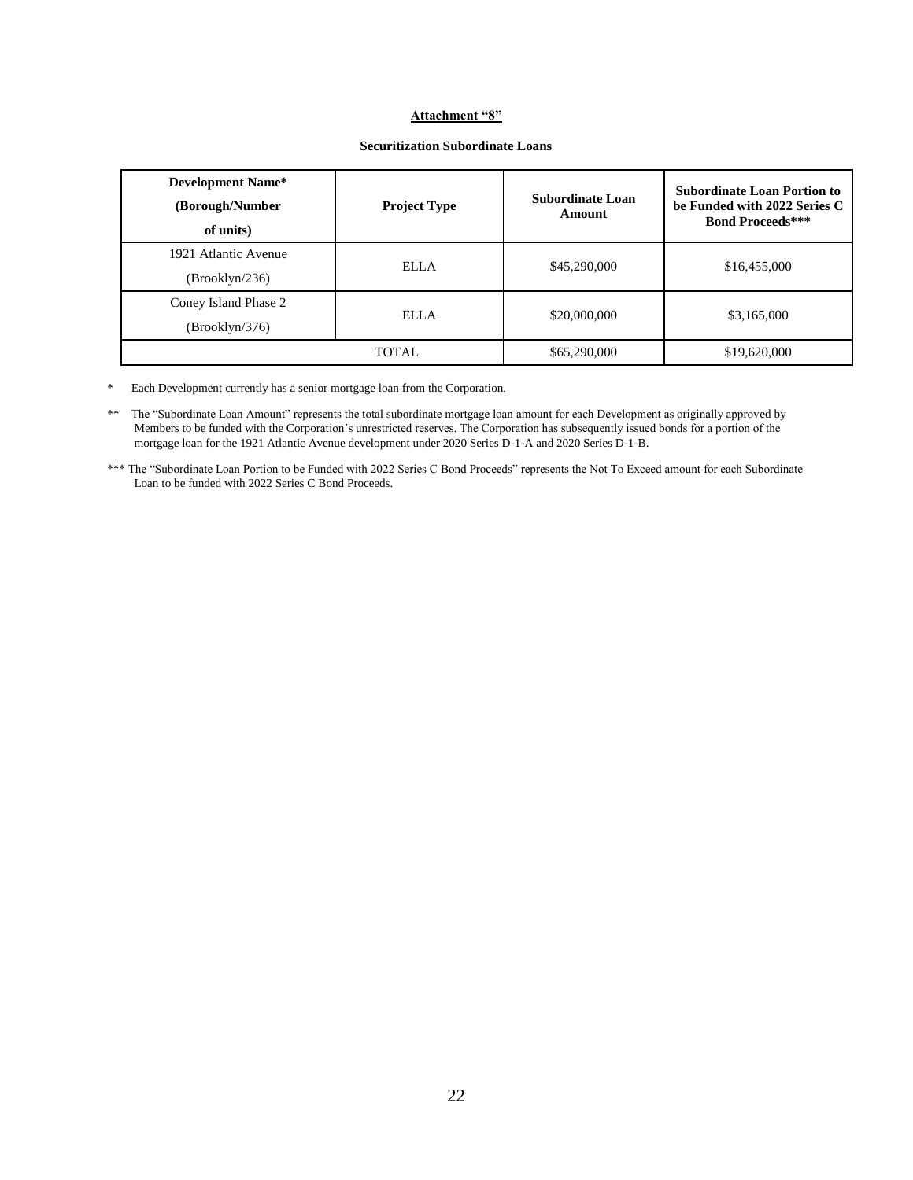**<u>Attachment "8"</u>**

**Securitization Subordinate Loans**

| **Development Name* (Borough/Number of units)** | **Project Type** | **Subordinate Loan Amount** | **Subordinate Loan Portion to be Funded with 2022 Series C Bond Proceeds*** ** |
|---|---|---|---|
| 1921 Atlantic Avenue (Brooklyn/236) | ELLA | $45,290,000 | $16,455,000 |
| Coney Island Phase 2 (Brooklyn/376) | ELLA | $20,000,000 | $3,165,000 |
| TOTAL | | $65,290,000 | $19,620,000 |

\* Each Development currently has a senior mortgage loan from the Corporation.

** The "Subordinate Loan Amount" represents the total subordinate mortgage loan amount for each Development as originally approved by Members to be funded with the Corporation's unrestricted reserves. The Corporation has subsequently issued bonds for a portion of the mortgage loan for the 1921 Atlantic Avenue development under 2020 Series D-1-A and 2020 Series D-1-B.

*** The "Subordinate Loan Portion to be Funded with 2022 Series C Bond Proceeds" represents the Not To Exceed amount for each Subordinate Loan to be funded with 2022 Series C Bond Proceeds.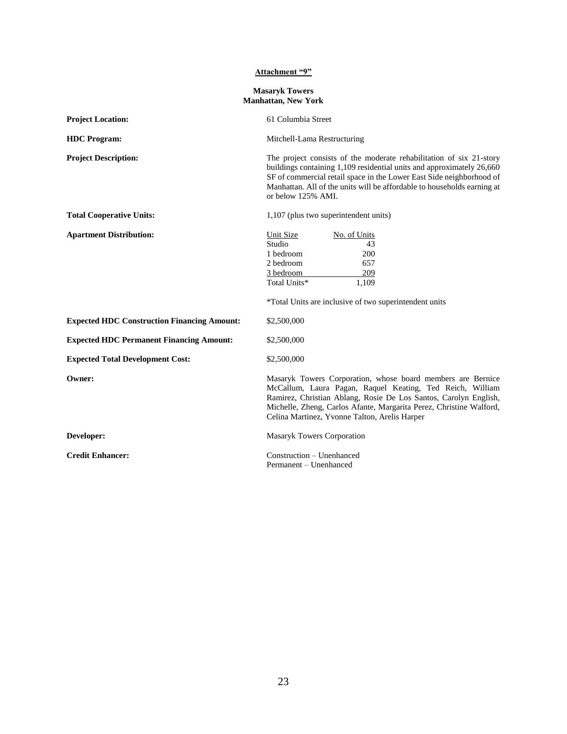**Attachment "9"**

**Masaryk Towers**
**Manhattan, New York**

**Project Location:** 61 Columbia Street

**HDC Program:** Mitchell-Lama Restructuring

**Project Description:** The project consists of the moderate rehabilitation of six 21-story buildings containing 1,109 residential units and approximately 26,660 SF of commercial retail space in the Lower East Side neighborhood of Manhattan. All of the units will be affordable to households earning at or below 125% AMI.

**Total Cooperative Units:** 1,107 (plus two superintendent units)

**Apartment Distribution:**

| Unit Size | No. of Units |
|---|---|
| Studio | 43 |
| 1 bedroom | 200 |
| 2 bedroom | 657 |
| 3 bedroom | 209 |
| Total Units* | 1,109 |

*Total Units are inclusive of two superintendent units

**Expected HDC Construction Financing Amount:** $2,500,000

**Expected HDC Permanent Financing Amount:** $2,500,000

**Expected Total Development Cost:** $2,500,000

**Owner:** Masaryk Towers Corporation, whose board members are Bernice McCallum, Laura Pagan, Raquel Keating, Ted Reich, William Ramirez, Christian Ablang, Rosie De Los Santos, Carolyn English, Michelle, Zheng, Carlos Afante, Margarita Perez, Christine Walford, Celina Martinez, Yvonne Talton, Arelis Harper

**Developer:** Masaryk Towers Corporation

**Credit Enhancer:** Construction – Unenhanced
Permanent – Unenhanced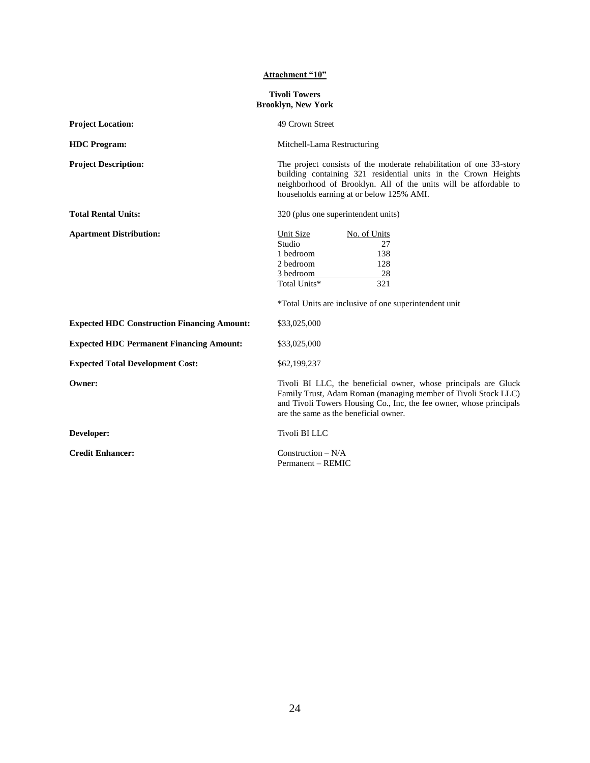**Attachment "10"**

**Tivoli Towers**
**Brooklyn, New York**

**Project Location:** 49 Crown Street

**HDC Program:** Mitchell-Lama Restructuring

**Project Description:** The project consists of the moderate rehabilitation of one 33-story building containing 321 residential units in the Crown Heights neighborhood of Brooklyn. All of the units will be affordable to households earning at or below 125% AMI.

**Total Rental Units:** 320 (plus one superintendent units)

**Apartment Distribution:**

| Unit Size | No. of Units |
|---|---|
| Studio | 27 |
| 1 bedroom | 138 |
| 2 bedroom | 128 |
| 3 bedroom | 28 |
| Total Units* | 321 |

*Total Units are inclusive of one superintendent unit

**Expected HDC Construction Financing Amount:** $33,025,000

**Expected HDC Permanent Financing Amount:** $33,025,000

**Expected Total Development Cost:** $62,199,237

**Owner:** Tivoli BI LLC, the beneficial owner, whose principals are Gluck Family Trust, Adam Roman (managing member of Tivoli Stock LLC) and Tivoli Towers Housing Co., Inc, the fee owner, whose principals are the same as the beneficial owner.

**Developer:** Tivoli BI LLC

**Credit Enhancer:** Construction – N/A
Permanent – REMIC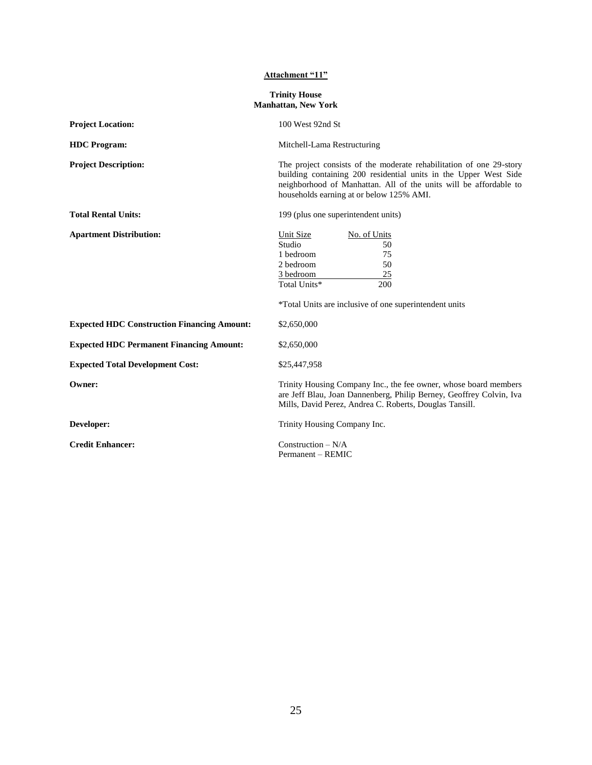**Attachment "11"**

**Trinity House**
**Manhattan, New York**

**Project Location:** 100 West 92nd St

**HDC Program:** Mitchell-Lama Restructuring

**Project Description:** The project consists of the moderate rehabilitation of one 29-story building containing 200 residential units in the Upper West Side neighborhood of Manhattan. All of the units will be affordable to households earning at or below 125% AMI.

**Total Rental Units:** 199 (plus one superintendent units)

**Apartment Distribution:**

| Unit Size | No. of Units |
|---|---|
| Studio | 50 |
| 1 bedroom | 75 |
| 2 bedroom | 50 |
| 3 bedroom | 25 |
| Total Units* | 200 |

*Total Units are inclusive of one superintendent units

**Expected HDC Construction Financing Amount:** $2,650,000

**Expected HDC Permanent Financing Amount:** $2,650,000

**Expected Total Development Cost:** $25,447,958

**Owner:** Trinity Housing Company Inc., the fee owner, whose board members are Jeff Blau, Joan Dannenberg, Philip Berney, Geoffrey Colvin, Iva Mills, David Perez, Andrea C. Roberts, Douglas Tansill.

**Developer:** Trinity Housing Company Inc.

**Credit Enhancer:** Construction – N/A
Permanent – REMIC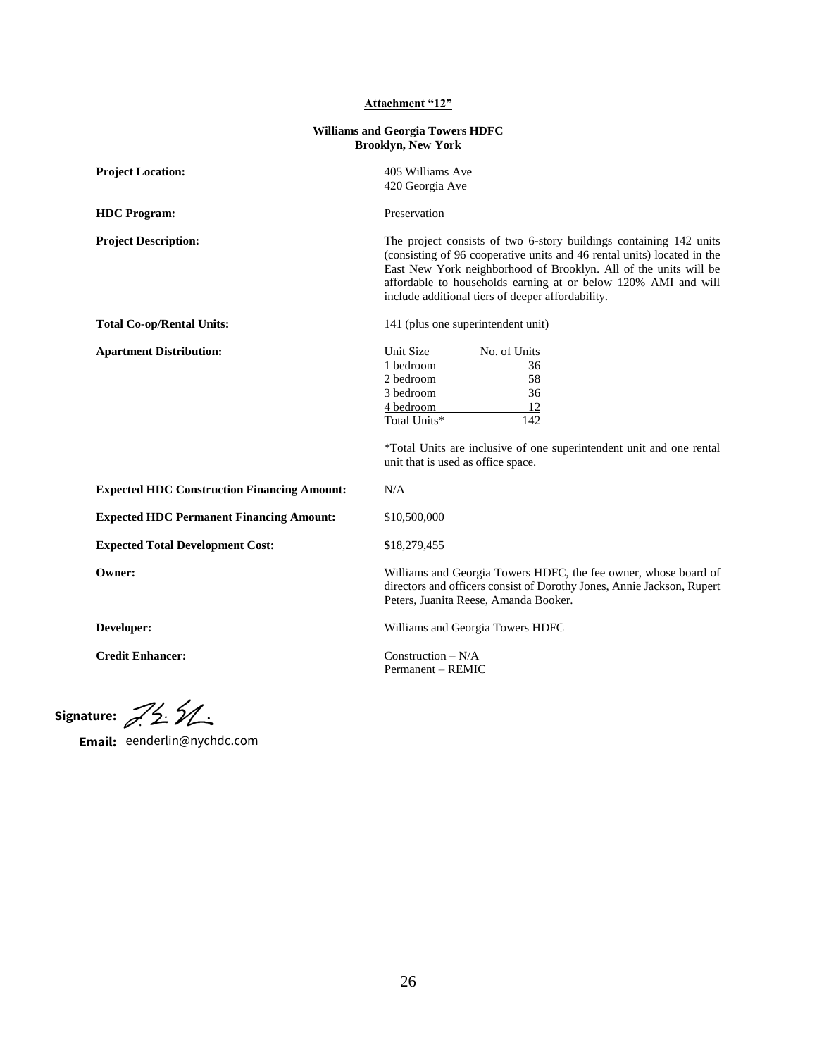**Attachment "12"**

**Williams and Georgia Towers HDFC**
**Brooklyn, New York**

| | |
|---|---|
| **Project Location:** | 405 Williams Ave<br>420 Georgia Ave |
| **HDC Program:** | Preservation |
| **Project Description:** | The project consists of two 6-story buildings containing 142 units (consisting of 96 cooperative units and 46 rental units) located in the East New York neighborhood of Brooklyn. All of the units will be affordable to households earning at or below 120% AMI and will include additional tiers of deeper affordability. |
| **Total Co-op/Rental Units:** | 141 (plus one superintendent unit) |
| **Apartment Distribution:** | see table below |

| Unit Size | No. of Units |
|---|---|
| 1 bedroom | 36 |
| 2 bedroom | 58 |
| 3 bedroom | 36 |
| 4 bedroom | 12 |
| Total Units* | 142 |

*Total Units are inclusive of one superintendent unit and one rental unit that is used as office space.

| | |
|---|---|
| **Expected HDC Construction Financing Amount:** | N/A |
| **Expected HDC Permanent Financing Amount:** | $10,500,000 |
| **Expected Total Development Cost:** | $18,279,455 |
| **Owner:** | Williams and Georgia Towers HDFC, the fee owner, whose board of directors and officers consist of Dorothy Jones, Annie Jackson, Rupert Peters, Juanita Reese, Amanda Booker. |
| **Developer:** | Williams and Georgia Towers HDFC |
| **Credit Enhancer:** | Construction – N/A<br>Permanent – REMIC |

**Signature:**

**Email:** eenderlin@nychdc.com